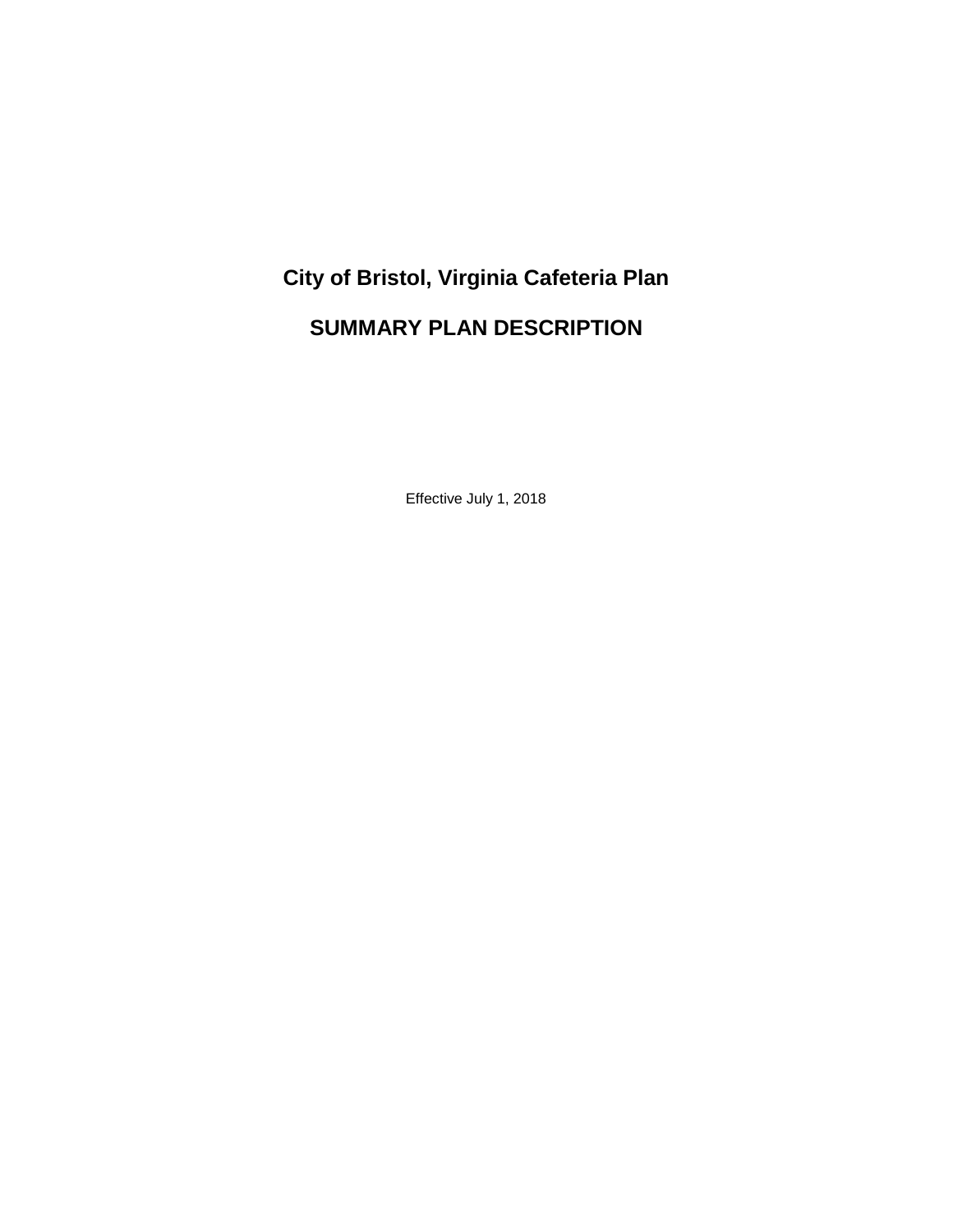# City of Bristol, Virginia Cafeteria Plan

# SUMMARY PLAN DESCRIPTION

Effective July 1, 2018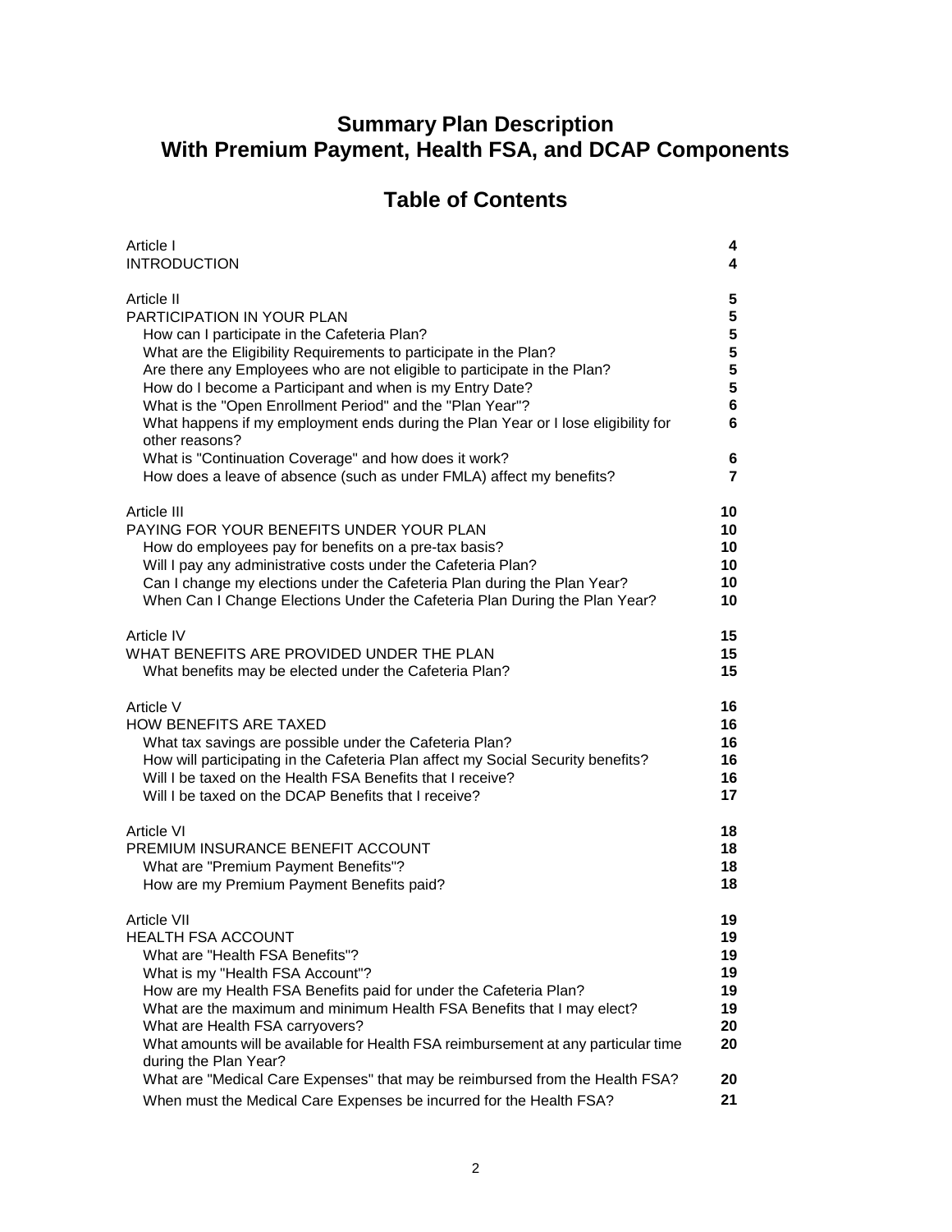# Summary Plan Description
# With Premium Payment, Health FSA, and DCAP Components

## Table of Contents

| | |
|---|---|
| Article I | **4** |
| INTRODUCTION | **4** |
| | |
| Article II | **5** |
| PARTICIPATION IN YOUR PLAN | **5** |
| How can I participate in the Cafeteria Plan? | **5** |
| What are the Eligibility Requirements to participate in the Plan? | **5** |
| Are there any Employees who are not eligible to participate in the Plan? | **5** |
| How do I become a Participant and when is my Entry Date? | **5** |
| What is the "Open Enrollment Period" and the "Plan Year"? | **6** |
| What happens if my employment ends during the Plan Year or I lose eligibility for other reasons? | **6** |
| What is "Continuation Coverage" and how does it work? | **6** |
| How does a leave of absence (such as under FMLA) affect my benefits? | **7** |
| | |
| Article III | **10** |
| PAYING FOR YOUR BENEFITS UNDER YOUR PLAN | **10** |
| How do employees pay for benefits on a pre-tax basis? | **10** |
| Will I pay any administrative costs under the Cafeteria Plan? | **10** |
| Can I change my elections under the Cafeteria Plan during the Plan Year? | **10** |
| When Can I Change Elections Under the Cafeteria Plan During the Plan Year? | **10** |
| | |
| Article IV | **15** |
| WHAT BENEFITS ARE PROVIDED UNDER THE PLAN | **15** |
| What benefits may be elected under the Cafeteria Plan? | **15** |
| | |
| Article V | **16** |
| HOW BENEFITS ARE TAXED | **16** |
| What tax savings are possible under the Cafeteria Plan? | **16** |
| How will participating in the Cafeteria Plan affect my Social Security benefits? | **16** |
| Will I be taxed on the Health FSA Benefits that I receive? | **16** |
| Will I be taxed on the DCAP Benefits that I receive? | **17** |
| | |
| Article VI | **18** |
| PREMIUM INSURANCE BENEFIT ACCOUNT | **18** |
| What are "Premium Payment Benefits"? | **18** |
| How are my Premium Payment Benefits paid? | **18** |
| | |
| Article VII | **19** |
| HEALTH FSA ACCOUNT | **19** |
| What are "Health FSA Benefits"? | **19** |
| What is my "Health FSA Account"? | **19** |
| How are my Health FSA Benefits paid for under the Cafeteria Plan? | **19** |
| What are the maximum and minimum Health FSA Benefits that I may elect? | **19** |
| What are Health FSA carryovers? | **20** |
| What amounts will be available for Health FSA reimbursement at any particular time during the Plan Year? | **20** |
| What are "Medical Care Expenses" that may be reimbursed from the Health FSA? | **20** |
| When must the Medical Care Expenses be incurred for the Health FSA? | **21** |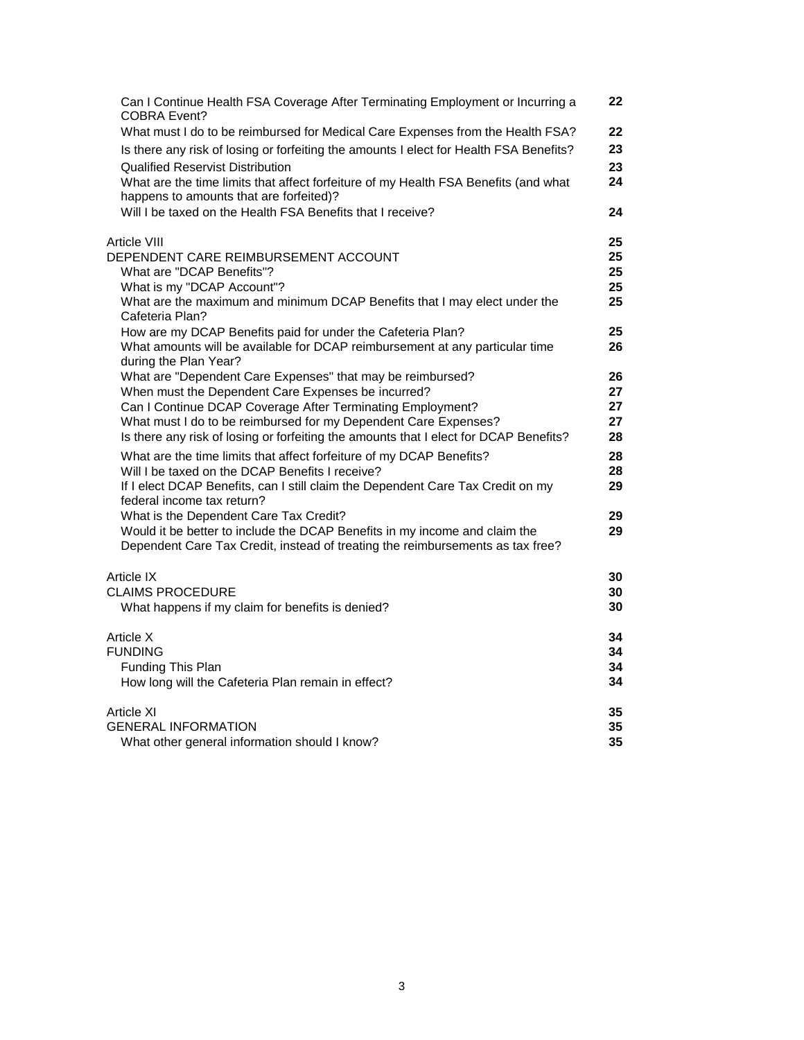| | |
|---|---|
| Can I Continue Health FSA Coverage After Terminating Employment or Incurring a COBRA Event? | **22** |
| What must I do to be reimbursed for Medical Care Expenses from the Health FSA? | **22** |
| Is there any risk of losing or forfeiting the amounts I elect for Health FSA Benefits? | **23** |
| Qualified Reservist Distribution | **23** |
| What are the time limits that affect forfeiture of my Health FSA Benefits (and what happens to amounts that are forfeited)? | **24** |
| Will I be taxed on the Health FSA Benefits that I receive? | **24** |
| Article VIII | **25** |
| DEPENDENT CARE REIMBURSEMENT ACCOUNT | **25** |
| What are "DCAP Benefits"? | **25** |
| What is my "DCAP Account"? | **25** |
| What are the maximum and minimum DCAP Benefits that I may elect under the Cafeteria Plan? | **25** |
| How are my DCAP Benefits paid for under the Cafeteria Plan? | **25** |
| What amounts will be available for DCAP reimbursement at any particular time during the Plan Year? | **26** |
| What are "Dependent Care Expenses" that may be reimbursed? | **26** |
| When must the Dependent Care Expenses be incurred? | **27** |
| Can I Continue DCAP Coverage After Terminating Employment? | **27** |
| What must I do to be reimbursed for my Dependent Care Expenses? | **27** |
| Is there any risk of losing or forfeiting the amounts that I elect for DCAP Benefits? | **28** |
| What are the time limits that affect forfeiture of my DCAP Benefits? | **28** |
| Will I be taxed on the DCAP Benefits I receive? | **28** |
| If I elect DCAP Benefits, can I still claim the Dependent Care Tax Credit on my federal income tax return? | **29** |
| What is the Dependent Care Tax Credit? | **29** |
| Would it be better to include the DCAP Benefits in my income and claim the Dependent Care Tax Credit, instead of treating the reimbursements as tax free? | **29** |
| Article IX | **30** |
| CLAIMS PROCEDURE | **30** |
| What happens if my claim for benefits is denied? | **30** |
| Article X | **34** |
| FUNDING | **34** |
| Funding This Plan | **34** |
| How long will the Cafeteria Plan remain in effect? | **34** |
| Article XI | **35** |
| GENERAL INFORMATION | **35** |
| What other general information should I know? | **35** |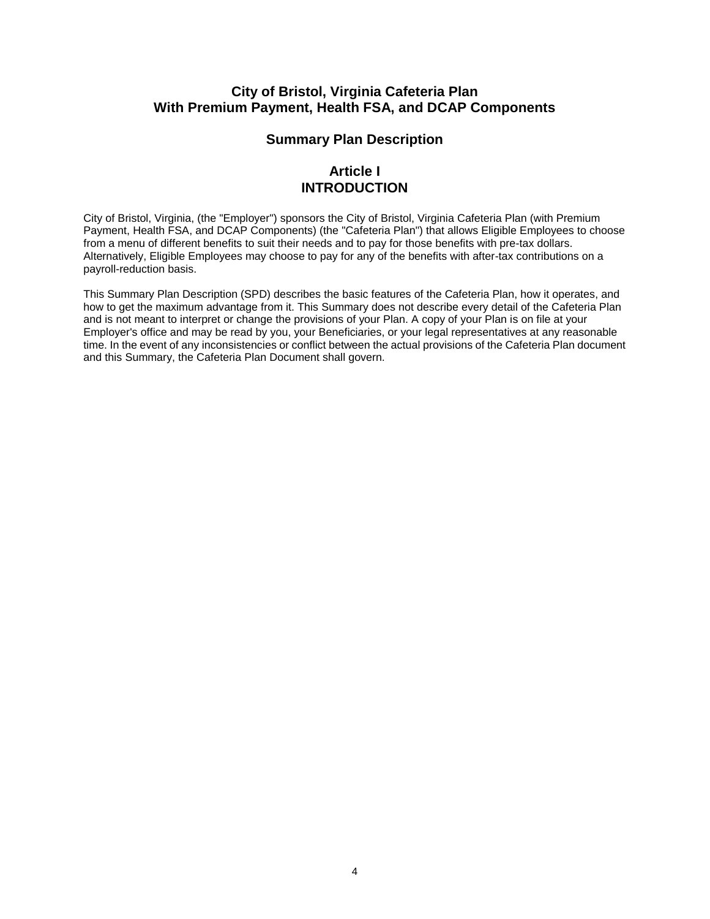# City of Bristol, Virginia Cafeteria Plan
# With Premium Payment, Health FSA, and DCAP Components

## Summary Plan Description

## Article I
## INTRODUCTION

City of Bristol, Virginia, (the "Employer") sponsors the City of Bristol, Virginia Cafeteria Plan (with Premium Payment, Health FSA, and DCAP Components) (the "Cafeteria Plan") that allows Eligible Employees to choose from a menu of different benefits to suit their needs and to pay for those benefits with pre-tax dollars. Alternatively, Eligible Employees may choose to pay for any of the benefits with after-tax contributions on a payroll-reduction basis.

This Summary Plan Description (SPD) describes the basic features of the Cafeteria Plan, how it operates, and how to get the maximum advantage from it. This Summary does not describe every detail of the Cafeteria Plan and is not meant to interpret or change the provisions of your Plan. A copy of your Plan is on file at your Employer's office and may be read by you, your Beneficiaries, or your legal representatives at any reasonable time. In the event of any inconsistencies or conflict between the actual provisions of the Cafeteria Plan document and this Summary, the Cafeteria Plan Document shall govern.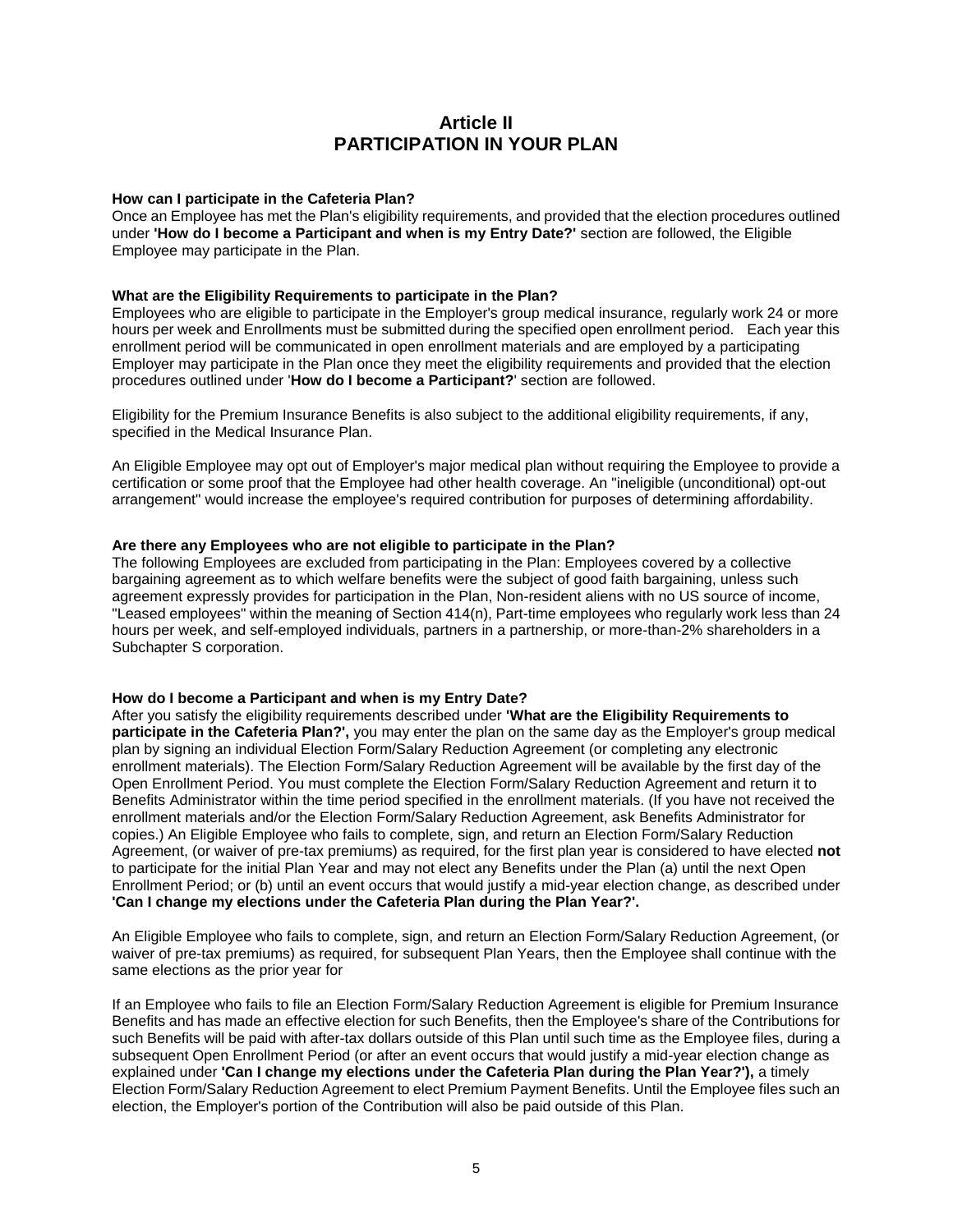# Article II
# PARTICIPATION IN YOUR PLAN

**How can I participate in the Cafeteria Plan?**
Once an Employee has met the Plan's eligibility requirements, and provided that the election procedures outlined under **'How do I become a Participant and when is my Entry Date?'** section are followed, the Eligible Employee may participate in the Plan.

**What are the Eligibility Requirements to participate in the Plan?**
Employees who are eligible to participate in the Employer's group medical insurance, regularly work 24 or more hours per week and Enrollments must be submitted during the specified open enrollment period. Each year this enrollment period will be communicated in open enrollment materials and are employed by a participating Employer may participate in the Plan once they meet the eligibility requirements and provided that the election procedures outlined under '**How do I become a Participant?**' section are followed.

Eligibility for the Premium Insurance Benefits is also subject to the additional eligibility requirements, if any, specified in the Medical Insurance Plan.

An Eligible Employee may opt out of Employer's major medical plan without requiring the Employee to provide a certification or some proof that the Employee had other health coverage. An "ineligible (unconditional) opt-out arrangement" would increase the employee's required contribution for purposes of determining affordability.

**Are there any Employees who are not eligible to participate in the Plan?**
The following Employees are excluded from participating in the Plan: Employees covered by a collective bargaining agreement as to which welfare benefits were the subject of good faith bargaining, unless such agreement expressly provides for participation in the Plan, Non-resident aliens with no US source of income, "Leased employees" within the meaning of Section 414(n), Part-time employees who regularly work less than 24 hours per week, and self-employed individuals, partners in a partnership, or more-than-2% shareholders in a Subchapter S corporation.

**How do I become a Participant and when is my Entry Date?**
After you satisfy the eligibility requirements described under **'What are the Eligibility Requirements to participate in the Cafeteria Plan?',** you may enter the plan on the same day as the Employer's group medical plan by signing an individual Election Form/Salary Reduction Agreement (or completing any electronic enrollment materials). The Election Form/Salary Reduction Agreement will be available by the first day of the Open Enrollment Period. You must complete the Election Form/Salary Reduction Agreement and return it to Benefits Administrator within the time period specified in the enrollment materials. (If you have not received the enrollment materials and/or the Election Form/Salary Reduction Agreement, ask Benefits Administrator for copies.) An Eligible Employee who fails to complete, sign, and return an Election Form/Salary Reduction Agreement, (or waiver of pre-tax premiums) as required, for the first plan year is considered to have elected **not** to participate for the initial Plan Year and may not elect any Benefits under the Plan (a) until the next Open Enrollment Period; or (b) until an event occurs that would justify a mid-year election change, as described under **'Can I change my elections under the Cafeteria Plan during the Plan Year?'.**

An Eligible Employee who fails to complete, sign, and return an Election Form/Salary Reduction Agreement, (or waiver of pre-tax premiums) as required, for subsequent Plan Years, then the Employee shall continue with the same elections as the prior year for

If an Employee who fails to file an Election Form/Salary Reduction Agreement is eligible for Premium Insurance Benefits and has made an effective election for such Benefits, then the Employee's share of the Contributions for such Benefits will be paid with after-tax dollars outside of this Plan until such time as the Employee files, during a subsequent Open Enrollment Period (or after an event occurs that would justify a mid-year election change as explained under **'Can I change my elections under the Cafeteria Plan during the Plan Year?'),** a timely Election Form/Salary Reduction Agreement to elect Premium Payment Benefits. Until the Employee files such an election, the Employer's portion of the Contribution will also be paid outside of this Plan.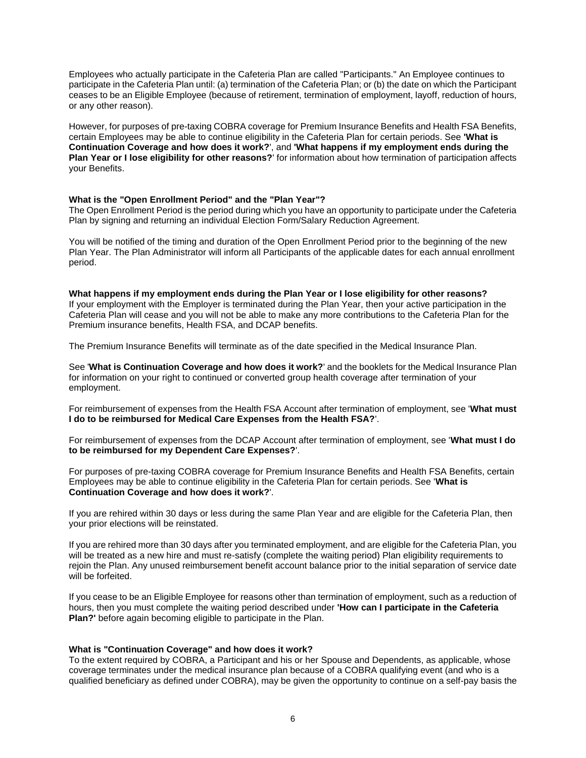Employees who actually participate in the Cafeteria Plan are called "Participants." An Employee continues to participate in the Cafeteria Plan until: (a) termination of the Cafeteria Plan; or (b) the date on which the Participant ceases to be an Eligible Employee (because of retirement, termination of employment, layoff, reduction of hours, or any other reason).

However, for purposes of pre-taxing COBRA coverage for Premium Insurance Benefits and Health FSA Benefits, certain Employees may be able to continue eligibility in the Cafeteria Plan for certain periods. See **'What is Continuation Coverage and how does it work?**', and **'What happens if my employment ends during the Plan Year or I lose eligibility for other reasons?**' for information about how termination of participation affects your Benefits.

**What is the "Open Enrollment Period" and the "Plan Year"?**

The Open Enrollment Period is the period during which you have an opportunity to participate under the Cafeteria Plan by signing and returning an individual Election Form/Salary Reduction Agreement.

You will be notified of the timing and duration of the Open Enrollment Period prior to the beginning of the new Plan Year. The Plan Administrator will inform all Participants of the applicable dates for each annual enrollment period.

**What happens if my employment ends during the Plan Year or I lose eligibility for other reasons?**

If your employment with the Employer is terminated during the Plan Year, then your active participation in the Cafeteria Plan will cease and you will not be able to make any more contributions to the Cafeteria Plan for the Premium insurance benefits, Health FSA, and DCAP benefits.

The Premium Insurance Benefits will terminate as of the date specified in the Medical Insurance Plan.

See '**What is Continuation Coverage and how does it work?**' and the booklets for the Medical Insurance Plan for information on your right to continued or converted group health coverage after termination of your employment.

For reimbursement of expenses from the Health FSA Account after termination of employment, see '**What must I do to be reimbursed for Medical Care Expenses from the Health FSA?**'.

For reimbursement of expenses from the DCAP Account after termination of employment, see '**What must I do to be reimbursed for my Dependent Care Expenses?**'.

For purposes of pre-taxing COBRA coverage for Premium Insurance Benefits and Health FSA Benefits, certain Employees may be able to continue eligibility in the Cafeteria Plan for certain periods. See '**What is Continuation Coverage and how does it work?**'.

If you are rehired within 30 days or less during the same Plan Year and are eligible for the Cafeteria Plan, then your prior elections will be reinstated.

If you are rehired more than 30 days after you terminated employment, and are eligible for the Cafeteria Plan, you will be treated as a new hire and must re-satisfy (complete the waiting period) Plan eligibility requirements to rejoin the Plan. Any unused reimbursement benefit account balance prior to the initial separation of service date will be forfeited.

If you cease to be an Eligible Employee for reasons other than termination of employment, such as a reduction of hours, then you must complete the waiting period described under **'How can I participate in the Cafeteria Plan?'** before again becoming eligible to participate in the Plan.

**What is "Continuation Coverage" and how does it work?**

To the extent required by COBRA, a Participant and his or her Spouse and Dependents, as applicable, whose coverage terminates under the medical insurance plan because of a COBRA qualifying event (and who is a qualified beneficiary as defined under COBRA), may be given the opportunity to continue on a self-pay basis the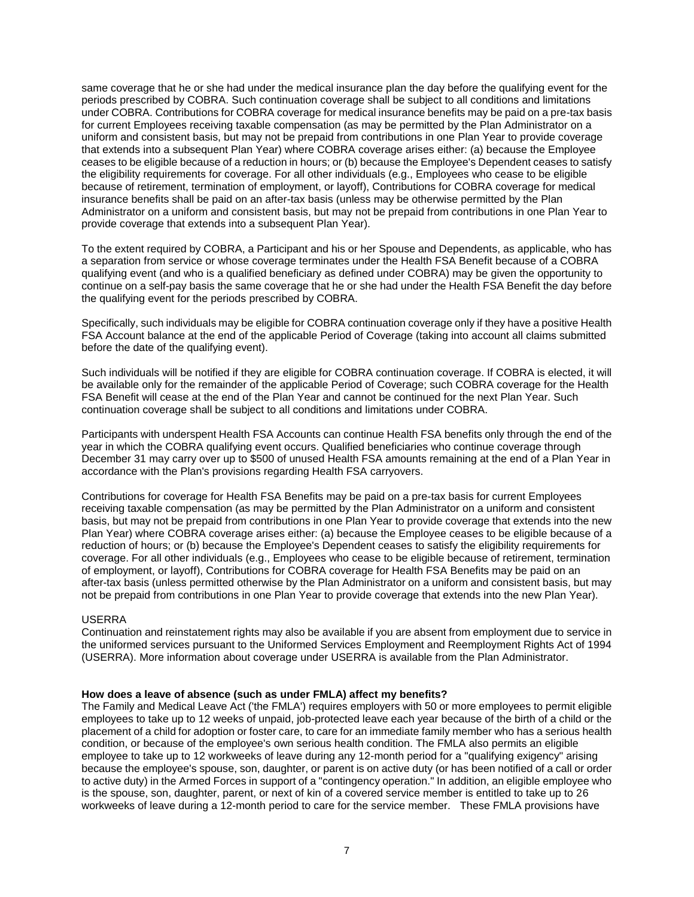same coverage that he or she had under the medical insurance plan the day before the qualifying event for the periods prescribed by COBRA. Such continuation coverage shall be subject to all conditions and limitations under COBRA. Contributions for COBRA coverage for medical insurance benefits may be paid on a pre-tax basis for current Employees receiving taxable compensation (as may be permitted by the Plan Administrator on a uniform and consistent basis, but may not be prepaid from contributions in one Plan Year to provide coverage that extends into a subsequent Plan Year) where COBRA coverage arises either: (a) because the Employee ceases to be eligible because of a reduction in hours; or (b) because the Employee's Dependent ceases to satisfy the eligibility requirements for coverage. For all other individuals (e.g., Employees who cease to be eligible because of retirement, termination of employment, or layoff), Contributions for COBRA coverage for medical insurance benefits shall be paid on an after-tax basis (unless may be otherwise permitted by the Plan Administrator on a uniform and consistent basis, but may not be prepaid from contributions in one Plan Year to provide coverage that extends into a subsequent Plan Year).

To the extent required by COBRA, a Participant and his or her Spouse and Dependents, as applicable, who has a separation from service or whose coverage terminates under the Health FSA Benefit because of a COBRA qualifying event (and who is a qualified beneficiary as defined under COBRA) may be given the opportunity to continue on a self-pay basis the same coverage that he or she had under the Health FSA Benefit the day before the qualifying event for the periods prescribed by COBRA.

Specifically, such individuals may be eligible for COBRA continuation coverage only if they have a positive Health FSA Account balance at the end of the applicable Period of Coverage (taking into account all claims submitted before the date of the qualifying event).

Such individuals will be notified if they are eligible for COBRA continuation coverage. If COBRA is elected, it will be available only for the remainder of the applicable Period of Coverage; such COBRA coverage for the Health FSA Benefit will cease at the end of the Plan Year and cannot be continued for the next Plan Year. Such continuation coverage shall be subject to all conditions and limitations under COBRA.

Participants with underspent Health FSA Accounts can continue Health FSA benefits only through the end of the year in which the COBRA qualifying event occurs. Qualified beneficiaries who continue coverage through December 31 may carry over up to $500 of unused Health FSA amounts remaining at the end of a Plan Year in accordance with the Plan's provisions regarding Health FSA carryovers.

Contributions for coverage for Health FSA Benefits may be paid on a pre-tax basis for current Employees receiving taxable compensation (as may be permitted by the Plan Administrator on a uniform and consistent basis, but may not be prepaid from contributions in one Plan Year to provide coverage that extends into the new Plan Year) where COBRA coverage arises either: (a) because the Employee ceases to be eligible because of a reduction of hours; or (b) because the Employee's Dependent ceases to satisfy the eligibility requirements for coverage. For all other individuals (e.g., Employees who cease to be eligible because of retirement, termination of employment, or layoff), Contributions for COBRA coverage for Health FSA Benefits may be paid on an after-tax basis (unless permitted otherwise by the Plan Administrator on a uniform and consistent basis, but may not be prepaid from contributions in one Plan Year to provide coverage that extends into the new Plan Year).

USERRA
Continuation and reinstatement rights may also be available if you are absent from employment due to service in the uniformed services pursuant to the Uniformed Services Employment and Reemployment Rights Act of 1994 (USERRA). More information about coverage under USERRA is available from the Plan Administrator.

**How does a leave of absence (such as under FMLA) affect my benefits?**
The Family and Medical Leave Act ('the FMLA') requires employers with 50 or more employees to permit eligible employees to take up to 12 weeks of unpaid, job-protected leave each year because of the birth of a child or the placement of a child for adoption or foster care, to care for an immediate family member who has a serious health condition, or because of the employee's own serious health condition. The FMLA also permits an eligible employee to take up to 12 workweeks of leave during any 12-month period for a "qualifying exigency" arising because the employee's spouse, son, daughter, or parent is on active duty (or has been notified of a call or order to active duty) in the Armed Forces in support of a "contingency operation." In addition, an eligible employee who is the spouse, son, daughter, parent, or next of kin of a covered service member is entitled to take up to 26 workweeks of leave during a 12-month period to care for the service member. These FMLA provisions have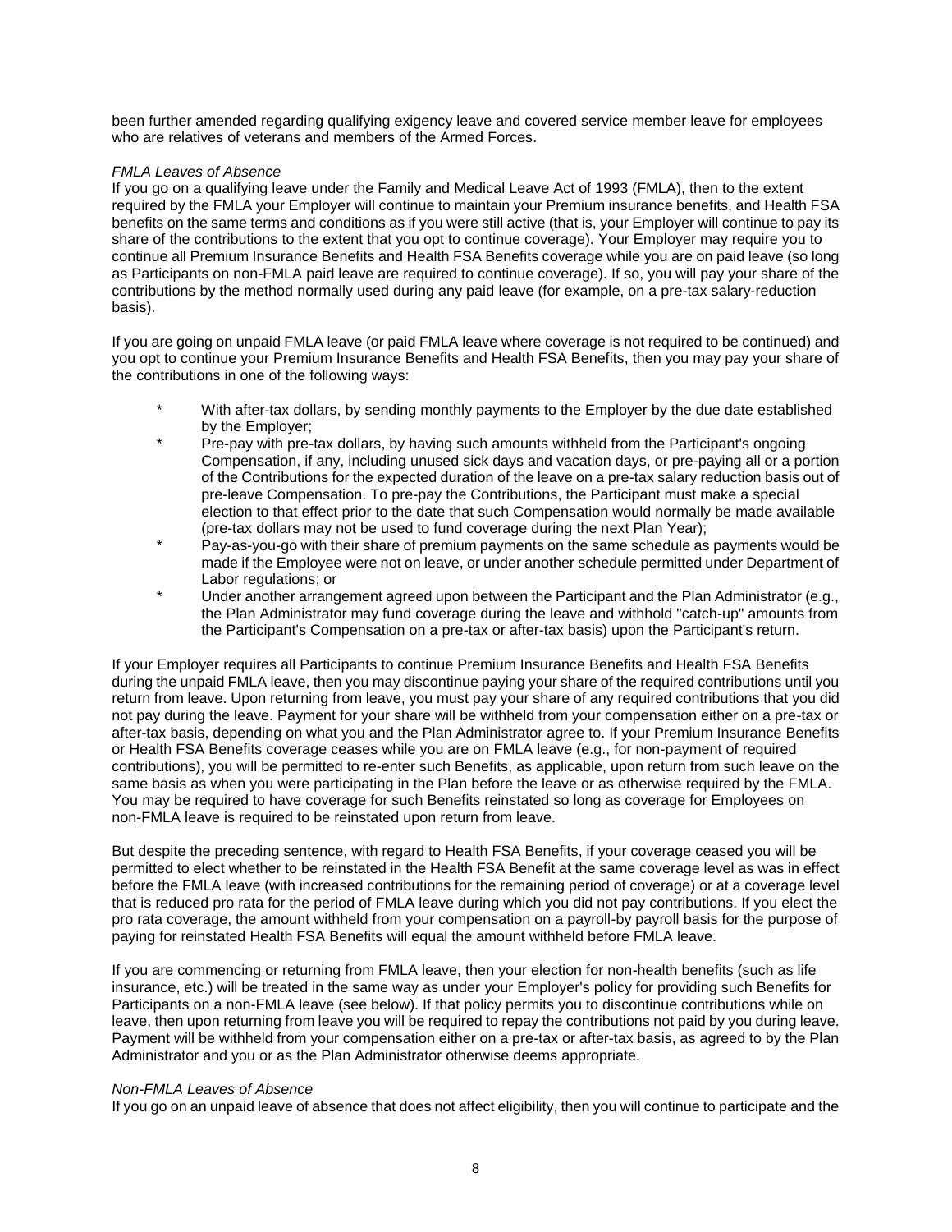been further amended regarding qualifying exigency leave and covered service member leave for employees who are relatives of veterans and members of the Armed Forces.

*FMLA Leaves of Absence*

If you go on a qualifying leave under the Family and Medical Leave Act of 1993 (FMLA), then to the extent required by the FMLA your Employer will continue to maintain your Premium insurance benefits, and Health FSA benefits on the same terms and conditions as if you were still active (that is, your Employer will continue to pay its share of the contributions to the extent that you opt to continue coverage). Your Employer may require you to continue all Premium Insurance Benefits and Health FSA Benefits coverage while you are on paid leave (so long as Participants on non-FMLA paid leave are required to continue coverage). If so, you will pay your share of the contributions by the method normally used during any paid leave (for example, on a pre-tax salary-reduction basis).

If you are going on unpaid FMLA leave (or paid FMLA leave where coverage is not required to be continued) and you opt to continue your Premium Insurance Benefits and Health FSA Benefits, then you may pay your share of the contributions in one of the following ways:

- With after-tax dollars, by sending monthly payments to the Employer by the due date established by the Employer;
- Pre-pay with pre-tax dollars, by having such amounts withheld from the Participant's ongoing Compensation, if any, including unused sick days and vacation days, or pre-paying all or a portion of the Contributions for the expected duration of the leave on a pre-tax salary reduction basis out of pre-leave Compensation. To pre-pay the Contributions, the Participant must make a special election to that effect prior to the date that such Compensation would normally be made available (pre-tax dollars may not be used to fund coverage during the next Plan Year);
- Pay-as-you-go with their share of premium payments on the same schedule as payments would be made if the Employee were not on leave, or under another schedule permitted under Department of Labor regulations; or
- Under another arrangement agreed upon between the Participant and the Plan Administrator (e.g., the Plan Administrator may fund coverage during the leave and withhold "catch-up" amounts from the Participant's Compensation on a pre-tax or after-tax basis) upon the Participant's return.

If your Employer requires all Participants to continue Premium Insurance Benefits and Health FSA Benefits during the unpaid FMLA leave, then you may discontinue paying your share of the required contributions until you return from leave. Upon returning from leave, you must pay your share of any required contributions that you did not pay during the leave. Payment for your share will be withheld from your compensation either on a pre-tax or after-tax basis, depending on what you and the Plan Administrator agree to. If your Premium Insurance Benefits or Health FSA Benefits coverage ceases while you are on FMLA leave (e.g., for non-payment of required contributions), you will be permitted to re-enter such Benefits, as applicable, upon return from such leave on the same basis as when you were participating in the Plan before the leave or as otherwise required by the FMLA. You may be required to have coverage for such Benefits reinstated so long as coverage for Employees on non-FMLA leave is required to be reinstated upon return from leave.

But despite the preceding sentence, with regard to Health FSA Benefits, if your coverage ceased you will be permitted to elect whether to be reinstated in the Health FSA Benefit at the same coverage level as was in effect before the FMLA leave (with increased contributions for the remaining period of coverage) or at a coverage level that is reduced pro rata for the period of FMLA leave during which you did not pay contributions. If you elect the pro rata coverage, the amount withheld from your compensation on a payroll-by payroll basis for the purpose of paying for reinstated Health FSA Benefits will equal the amount withheld before FMLA leave.

If you are commencing or returning from FMLA leave, then your election for non-health benefits (such as life insurance, etc.) will be treated in the same way as under your Employer's policy for providing such Benefits for Participants on a non-FMLA leave (see below). If that policy permits you to discontinue contributions while on leave, then upon returning from leave you will be required to repay the contributions not paid by you during leave. Payment will be withheld from your compensation either on a pre-tax or after-tax basis, as agreed to by the Plan Administrator and you or as the Plan Administrator otherwise deems appropriate.

*Non-FMLA Leaves of Absence*

If you go on an unpaid leave of absence that does not affect eligibility, then you will continue to participate and the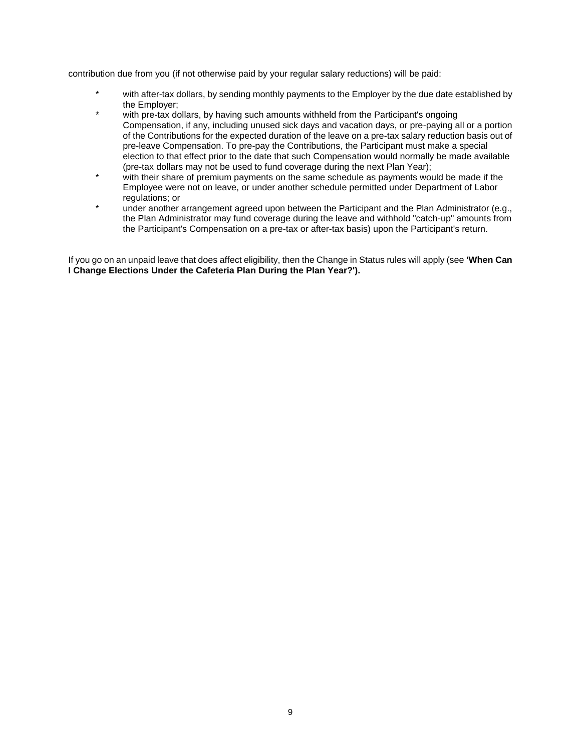contribution due from you (if not otherwise paid by your regular salary reductions) will be paid:

* with after-tax dollars, by sending monthly payments to the Employer by the due date established by the Employer;
* with pre-tax dollars, by having such amounts withheld from the Participant's ongoing Compensation, if any, including unused sick days and vacation days, or pre-paying all or a portion of the Contributions for the expected duration of the leave on a pre-tax salary reduction basis out of pre-leave Compensation. To pre-pay the Contributions, the Participant must make a special election to that effect prior to the date that such Compensation would normally be made available (pre-tax dollars may not be used to fund coverage during the next Plan Year);
* with their share of premium payments on the same schedule as payments would be made if the Employee were not on leave, or under another schedule permitted under Department of Labor regulations; or
* under another arrangement agreed upon between the Participant and the Plan Administrator (e.g., the Plan Administrator may fund coverage during the leave and withhold "catch-up" amounts from the Participant's Compensation on a pre-tax or after-tax basis) upon the Participant's return.

If you go on an unpaid leave that does affect eligibility, then the Change in Status rules will apply (see **'When Can I Change Elections Under the Cafeteria Plan During the Plan Year?').**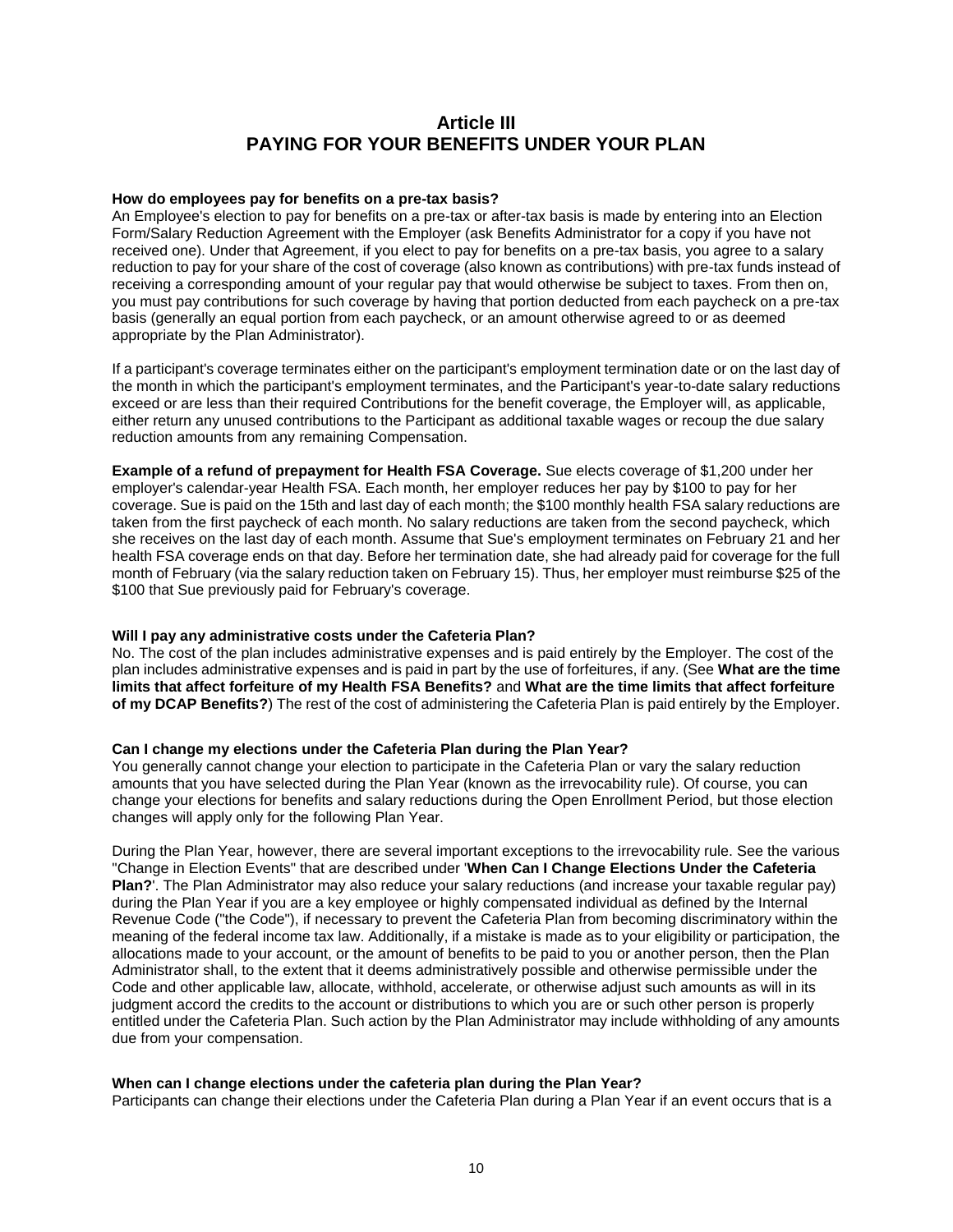# Article III
# PAYING FOR YOUR BENEFITS UNDER YOUR PLAN

**How do employees pay for benefits on a pre-tax basis?**
An Employee's election to pay for benefits on a pre-tax or after-tax basis is made by entering into an Election Form/Salary Reduction Agreement with the Employer (ask Benefits Administrator for a copy if you have not received one). Under that Agreement, if you elect to pay for benefits on a pre-tax basis, you agree to a salary reduction to pay for your share of the cost of coverage (also known as contributions) with pre-tax funds instead of receiving a corresponding amount of your regular pay that would otherwise be subject to taxes. From then on, you must pay contributions for such coverage by having that portion deducted from each paycheck on a pre-tax basis (generally an equal portion from each paycheck, or an amount otherwise agreed to or as deemed appropriate by the Plan Administrator).

If a participant's coverage terminates either on the participant's employment termination date or on the last day of the month in which the participant's employment terminates, and the Participant's year-to-date salary reductions exceed or are less than their required Contributions for the benefit coverage, the Employer will, as applicable, either return any unused contributions to the Participant as additional taxable wages or recoup the due salary reduction amounts from any remaining Compensation.

**Example of a refund of prepayment for Health FSA Coverage.** Sue elects coverage of $1,200 under her employer's calendar-year Health FSA. Each month, her employer reduces her pay by $100 to pay for her coverage. Sue is paid on the 15th and last day of each month; the $100 monthly health FSA salary reductions are taken from the first paycheck of each month. No salary reductions are taken from the second paycheck, which she receives on the last day of each month. Assume that Sue's employment terminates on February 21 and her health FSA coverage ends on that day. Before her termination date, she had already paid for coverage for the full month of February (via the salary reduction taken on February 15). Thus, her employer must reimburse $25 of the $100 that Sue previously paid for February's coverage.

**Will I pay any administrative costs under the Cafeteria Plan?**
No. The cost of the plan includes administrative expenses and is paid entirely by the Employer. The cost of the plan includes administrative expenses and is paid in part by the use of forfeitures, if any. (See **What are the time limits that affect forfeiture of my Health FSA Benefits?** and **What are the time limits that affect forfeiture of my DCAP Benefits?**) The rest of the cost of administering the Cafeteria Plan is paid entirely by the Employer.

**Can I change my elections under the Cafeteria Plan during the Plan Year?**
You generally cannot change your election to participate in the Cafeteria Plan or vary the salary reduction amounts that you have selected during the Plan Year (known as the irrevocability rule). Of course, you can change your elections for benefits and salary reductions during the Open Enrollment Period, but those election changes will apply only for the following Plan Year.

During the Plan Year, however, there are several important exceptions to the irrevocability rule. See the various "Change in Election Events" that are described under '**When Can I Change Elections Under the Cafeteria Plan?**'. The Plan Administrator may also reduce your salary reductions (and increase your taxable regular pay) during the Plan Year if you are a key employee or highly compensated individual as defined by the Internal Revenue Code ("the Code"), if necessary to prevent the Cafeteria Plan from becoming discriminatory within the meaning of the federal income tax law. Additionally, if a mistake is made as to your eligibility or participation, the allocations made to your account, or the amount of benefits to be paid to you or another person, then the Plan Administrator shall, to the extent that it deems administratively possible and otherwise permissible under the Code and other applicable law, allocate, withhold, accelerate, or otherwise adjust such amounts as will in its judgment accord the credits to the account or distributions to which you are or such other person is properly entitled under the Cafeteria Plan. Such action by the Plan Administrator may include withholding of any amounts due from your compensation.

**When can I change elections under the cafeteria plan during the Plan Year?**
Participants can change their elections under the Cafeteria Plan during a Plan Year if an event occurs that is a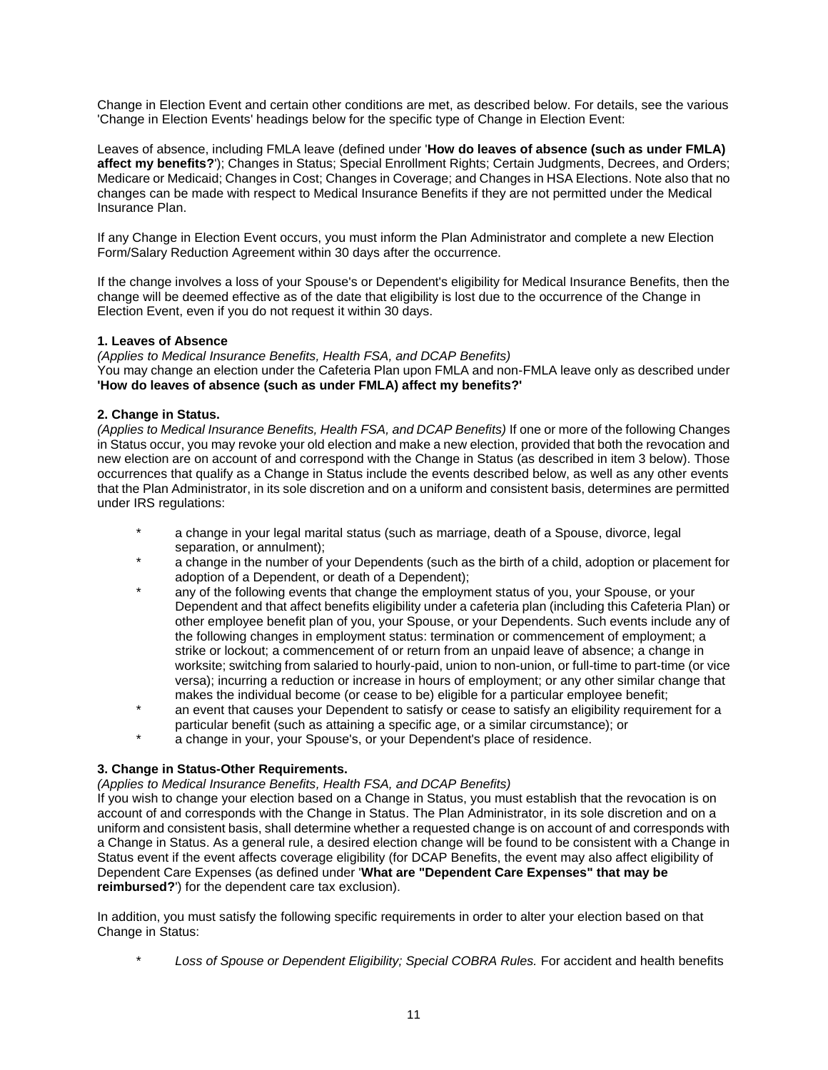Change in Election Event and certain other conditions are met, as described below. For details, see the various 'Change in Election Events' headings below for the specific type of Change in Election Event:

Leaves of absence, including FMLA leave (defined under '**How do leaves of absence (such as under FMLA) affect my benefits?**'); Changes in Status; Special Enrollment Rights; Certain Judgments, Decrees, and Orders; Medicare or Medicaid; Changes in Cost; Changes in Coverage; and Changes in HSA Elections. Note also that no changes can be made with respect to Medical Insurance Benefits if they are not permitted under the Medical Insurance Plan.

If any Change in Election Event occurs, you must inform the Plan Administrator and complete a new Election Form/Salary Reduction Agreement within 30 days after the occurrence.

If the change involves a loss of your Spouse's or Dependent's eligibility for Medical Insurance Benefits, then the change will be deemed effective as of the date that eligibility is lost due to the occurrence of the Change in Election Event, even if you do not request it within 30 days.

**1. Leaves of Absence**

*(Applies to Medical Insurance Benefits, Health FSA, and DCAP Benefits)*
You may change an election under the Cafeteria Plan upon FMLA and non-FMLA leave only as described under **'How do leaves of absence (such as under FMLA) affect my benefits?'**

**2. Change in Status.**

*(Applies to Medical Insurance Benefits, Health FSA, and DCAP Benefits)* If one or more of the following Changes in Status occur, you may revoke your old election and make a new election, provided that both the revocation and new election are on account of and correspond with the Change in Status (as described in item 3 below). Those occurrences that qualify as a Change in Status include the events described below, as well as any other events that the Plan Administrator, in its sole discretion and on a uniform and consistent basis, determines are permitted under IRS regulations:

- a change in your legal marital status (such as marriage, death of a Spouse, divorce, legal separation, or annulment);
- a change in the number of your Dependents (such as the birth of a child, adoption or placement for adoption of a Dependent, or death of a Dependent);
- any of the following events that change the employment status of you, your Spouse, or your Dependent and that affect benefits eligibility under a cafeteria plan (including this Cafeteria Plan) or other employee benefit plan of you, your Spouse, or your Dependents. Such events include any of the following changes in employment status: termination or commencement of employment; a strike or lockout; a commencement of or return from an unpaid leave of absence; a change in worksite; switching from salaried to hourly-paid, union to non-union, or full-time to part-time (or vice versa); incurring a reduction or increase in hours of employment; or any other similar change that makes the individual become (or cease to be) eligible for a particular employee benefit;
- an event that causes your Dependent to satisfy or cease to satisfy an eligibility requirement for a particular benefit (such as attaining a specific age, or a similar circumstance); or
- a change in your, your Spouse's, or your Dependent's place of residence.

**3. Change in Status-Other Requirements.**

*(Applies to Medical Insurance Benefits, Health FSA, and DCAP Benefits)*
If you wish to change your election based on a Change in Status, you must establish that the revocation is on account of and corresponds with the Change in Status. The Plan Administrator, in its sole discretion and on a uniform and consistent basis, shall determine whether a requested change is on account of and corresponds with a Change in Status. As a general rule, a desired election change will be found to be consistent with a Change in Status event if the event affects coverage eligibility (for DCAP Benefits, the event may also affect eligibility of Dependent Care Expenses (as defined under '**What are "Dependent Care Expenses" that may be reimbursed?**') for the dependent care tax exclusion).

In addition, you must satisfy the following specific requirements in order to alter your election based on that Change in Status:

- *Loss of Spouse or Dependent Eligibility; Special COBRA Rules.* For accident and health benefits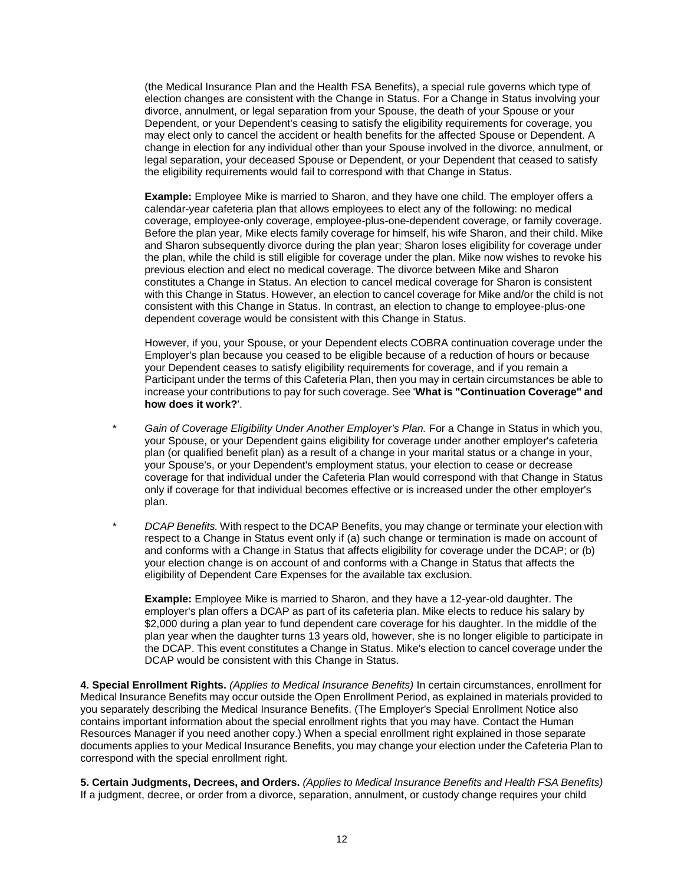(the Medical Insurance Plan and the Health FSA Benefits), a special rule governs which type of election changes are consistent with the Change in Status. For a Change in Status involving your divorce, annulment, or legal separation from your Spouse, the death of your Spouse or your Dependent, or your Dependent's ceasing to satisfy the eligibility requirements for coverage, you may elect only to cancel the accident or health benefits for the affected Spouse or Dependent. A change in election for any individual other than your Spouse involved in the divorce, annulment, or legal separation, your deceased Spouse or Dependent, or your Dependent that ceased to satisfy the eligibility requirements would fail to correspond with that Change in Status.

**Example:** Employee Mike is married to Sharon, and they have one child. The employer offers a calendar-year cafeteria plan that allows employees to elect any of the following: no medical coverage, employee-only coverage, employee-plus-one-dependent coverage, or family coverage. Before the plan year, Mike elects family coverage for himself, his wife Sharon, and their child. Mike and Sharon subsequently divorce during the plan year; Sharon loses eligibility for coverage under the plan, while the child is still eligible for coverage under the plan. Mike now wishes to revoke his previous election and elect no medical coverage. The divorce between Mike and Sharon constitutes a Change in Status. An election to cancel medical coverage for Sharon is consistent with this Change in Status. However, an election to cancel coverage for Mike and/or the child is not consistent with this Change in Status. In contrast, an election to change to employee-plus-one dependent coverage would be consistent with this Change in Status.

However, if you, your Spouse, or your Dependent elects COBRA continuation coverage under the Employer's plan because you ceased to be eligible because of a reduction of hours or because your Dependent ceases to satisfy eligibility requirements for coverage, and if you remain a Participant under the terms of this Cafeteria Plan, then you may in certain circumstances be able to increase your contributions to pay for such coverage. See '**What is "Continuation Coverage" and how does it work?**'.

\* *Gain of Coverage Eligibility Under Another Employer's Plan.* For a Change in Status in which you, your Spouse, or your Dependent gains eligibility for coverage under another employer's cafeteria plan (or qualified benefit plan) as a result of a change in your marital status or a change in your, your Spouse's, or your Dependent's employment status, your election to cease or decrease coverage for that individual under the Cafeteria Plan would correspond with that Change in Status only if coverage for that individual becomes effective or is increased under the other employer's plan.

\* *DCAP Benefits.* With respect to the DCAP Benefits, you may change or terminate your election with respect to a Change in Status event only if (a) such change or termination is made on account of and conforms with a Change in Status that affects eligibility for coverage under the DCAP; or (b) your election change is on account of and conforms with a Change in Status that affects the eligibility of Dependent Care Expenses for the available tax exclusion.

**Example:** Employee Mike is married to Sharon, and they have a 12-year-old daughter. The employer's plan offers a DCAP as part of its cafeteria plan. Mike elects to reduce his salary by $2,000 during a plan year to fund dependent care coverage for his daughter. In the middle of the plan year when the daughter turns 13 years old, however, she is no longer eligible to participate in the DCAP. This event constitutes a Change in Status. Mike's election to cancel coverage under the DCAP would be consistent with this Change in Status.

**4. Special Enrollment Rights.** *(Applies to Medical Insurance Benefits)* In certain circumstances, enrollment for Medical Insurance Benefits may occur outside the Open Enrollment Period, as explained in materials provided to you separately describing the Medical Insurance Benefits. (The Employer's Special Enrollment Notice also contains important information about the special enrollment rights that you may have. Contact the Human Resources Manager if you need another copy.) When a special enrollment right explained in those separate documents applies to your Medical Insurance Benefits, you may change your election under the Cafeteria Plan to correspond with the special enrollment right.

**5. Certain Judgments, Decrees, and Orders.** *(Applies to Medical Insurance Benefits and Health FSA Benefits)* If a judgment, decree, or order from a divorce, separation, annulment, or custody change requires your child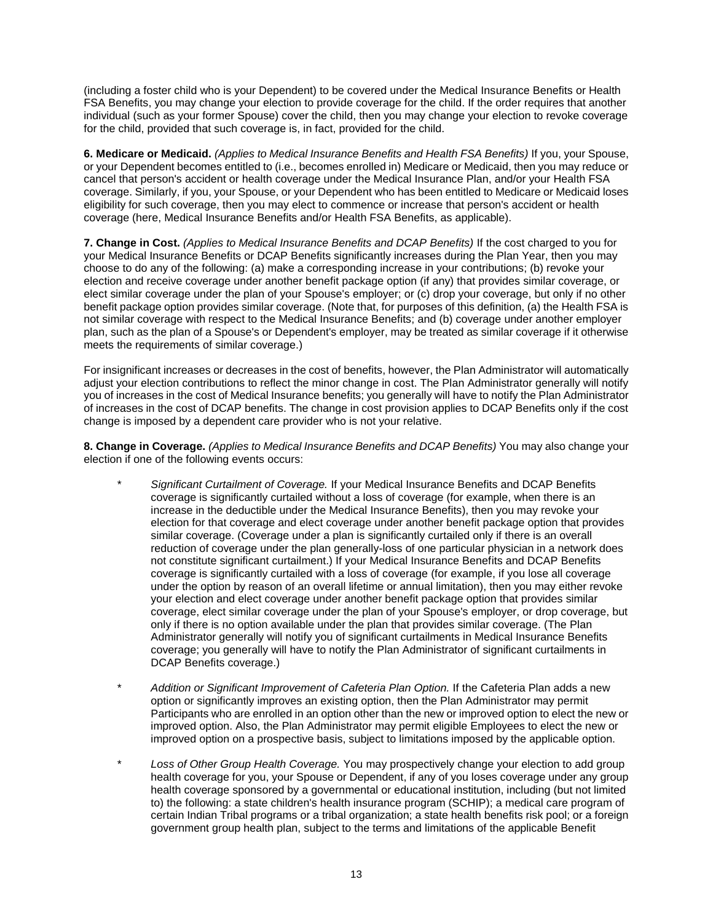(including a foster child who is your Dependent) to be covered under the Medical Insurance Benefits or Health FSA Benefits, you may change your election to provide coverage for the child. If the order requires that another individual (such as your former Spouse) cover the child, then you may change your election to revoke coverage for the child, provided that such coverage is, in fact, provided for the child.

**6. Medicare or Medicaid.** *(Applies to Medical Insurance Benefits and Health FSA Benefits)* If you, your Spouse, or your Dependent becomes entitled to (i.e., becomes enrolled in) Medicare or Medicaid, then you may reduce or cancel that person's accident or health coverage under the Medical Insurance Plan, and/or your Health FSA coverage. Similarly, if you, your Spouse, or your Dependent who has been entitled to Medicare or Medicaid loses eligibility for such coverage, then you may elect to commence or increase that person's accident or health coverage (here, Medical Insurance Benefits and/or Health FSA Benefits, as applicable).

**7. Change in Cost.** *(Applies to Medical Insurance Benefits and DCAP Benefits)* If the cost charged to you for your Medical Insurance Benefits or DCAP Benefits significantly increases during the Plan Year, then you may choose to do any of the following: (a) make a corresponding increase in your contributions; (b) revoke your election and receive coverage under another benefit package option (if any) that provides similar coverage, or elect similar coverage under the plan of your Spouse's employer; or (c) drop your coverage, but only if no other benefit package option provides similar coverage. (Note that, for purposes of this definition, (a) the Health FSA is not similar coverage with respect to the Medical Insurance Benefits; and (b) coverage under another employer plan, such as the plan of a Spouse's or Dependent's employer, may be treated as similar coverage if it otherwise meets the requirements of similar coverage.)

For insignificant increases or decreases in the cost of benefits, however, the Plan Administrator will automatically adjust your election contributions to reflect the minor change in cost. The Plan Administrator generally will notify you of increases in the cost of Medical Insurance benefits; you generally will have to notify the Plan Administrator of increases in the cost of DCAP benefits. The change in cost provision applies to DCAP Benefits only if the cost change is imposed by a dependent care provider who is not your relative.

**8. Change in Coverage.** *(Applies to Medical Insurance Benefits and DCAP Benefits)* You may also change your election if one of the following events occurs:

* *Significant Curtailment of Coverage.* If your Medical Insurance Benefits and DCAP Benefits coverage is significantly curtailed without a loss of coverage (for example, when there is an increase in the deductible under the Medical Insurance Benefits), then you may revoke your election for that coverage and elect coverage under another benefit package option that provides similar coverage. (Coverage under a plan is significantly curtailed only if there is an overall reduction of coverage under the plan generally-loss of one particular physician in a network does not constitute significant curtailment.) If your Medical Insurance Benefits and DCAP Benefits coverage is significantly curtailed with a loss of coverage (for example, if you lose all coverage under the option by reason of an overall lifetime or annual limitation), then you may either revoke your election and elect coverage under another benefit package option that provides similar coverage, elect similar coverage under the plan of your Spouse's employer, or drop coverage, but only if there is no option available under the plan that provides similar coverage. (The Plan Administrator generally will notify you of significant curtailments in Medical Insurance Benefits coverage; you generally will have to notify the Plan Administrator of significant curtailments in DCAP Benefits coverage.)

* *Addition or Significant Improvement of Cafeteria Plan Option.* If the Cafeteria Plan adds a new option or significantly improves an existing option, then the Plan Administrator may permit Participants who are enrolled in an option other than the new or improved option to elect the new or improved option. Also, the Plan Administrator may permit eligible Employees to elect the new or improved option on a prospective basis, subject to limitations imposed by the applicable option.

* *Loss of Other Group Health Coverage.* You may prospectively change your election to add group health coverage for you, your Spouse or Dependent, if any of you loses coverage under any group health coverage sponsored by a governmental or educational institution, including (but not limited to) the following: a state children's health insurance program (SCHIP); a medical care program of certain Indian Tribal programs or a tribal organization; a state health benefits risk pool; or a foreign government group health plan, subject to the terms and limitations of the applicable Benefit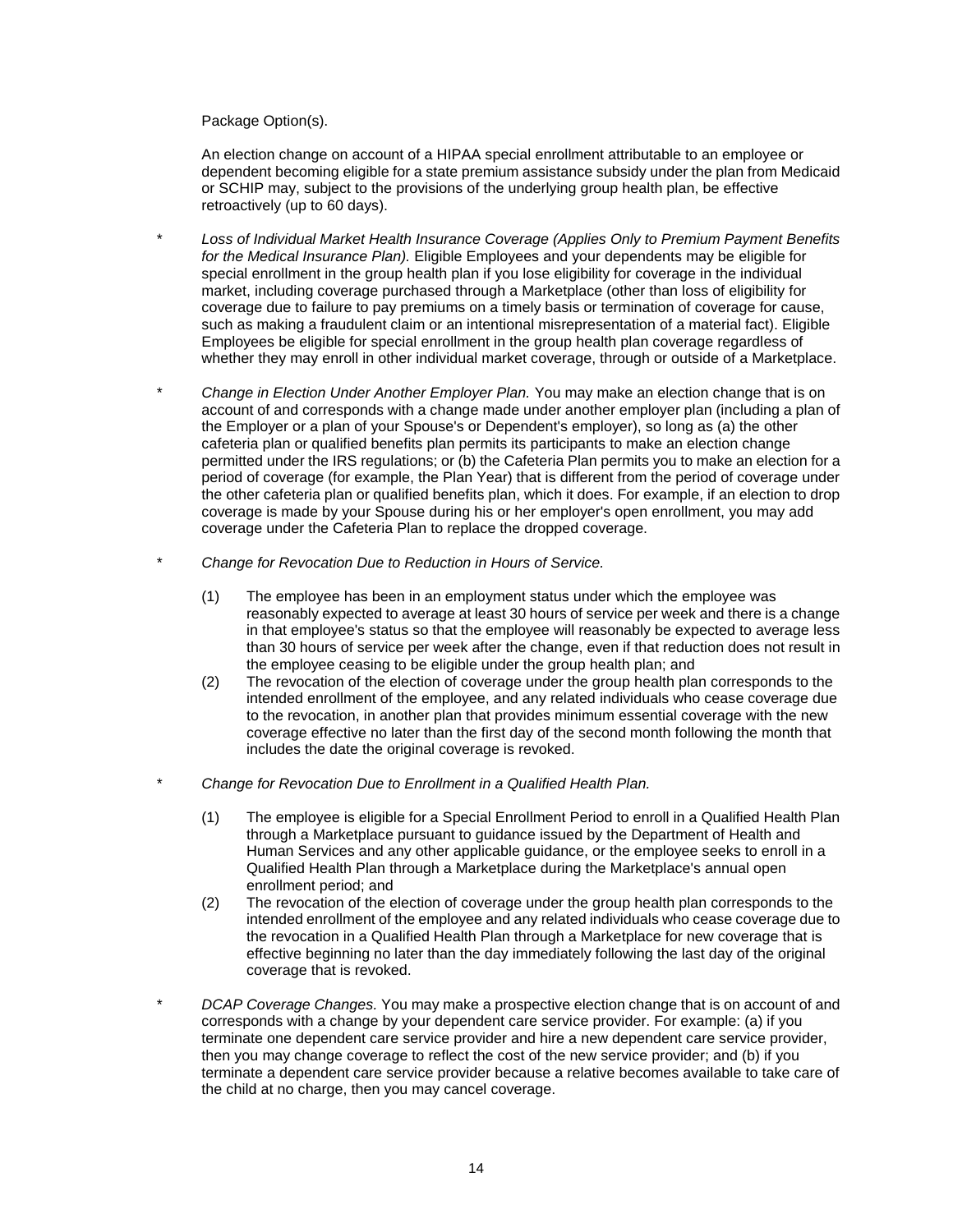Package Option(s).

An election change on account of a HIPAA special enrollment attributable to an employee or dependent becoming eligible for a state premium assistance subsidy under the plan from Medicaid or SCHIP may, subject to the provisions of the underlying group health plan, be effective retroactively (up to 60 days).

* *Loss of Individual Market Health Insurance Coverage (Applies Only to Premium Payment Benefits for the Medical Insurance Plan).* Eligible Employees and your dependents may be eligible for special enrollment in the group health plan if you lose eligibility for coverage in the individual market, including coverage purchased through a Marketplace (other than loss of eligibility for coverage due to failure to pay premiums on a timely basis or termination of coverage for cause, such as making a fraudulent claim or an intentional misrepresentation of a material fact). Eligible Employees be eligible for special enrollment in the group health plan coverage regardless of whether they may enroll in other individual market coverage, through or outside of a Marketplace.

* *Change in Election Under Another Employer Plan.* You may make an election change that is on account of and corresponds with a change made under another employer plan (including a plan of the Employer or a plan of your Spouse's or Dependent's employer), so long as (a) the other cafeteria plan or qualified benefits plan permits its participants to make an election change permitted under the IRS regulations; or (b) the Cafeteria Plan permits you to make an election for a period of coverage (for example, the Plan Year) that is different from the period of coverage under the other cafeteria plan or qualified benefits plan, which it does. For example, if an election to drop coverage is made by your Spouse during his or her employer's open enrollment, you may add coverage under the Cafeteria Plan to replace the dropped coverage.

* *Change for Revocation Due to Reduction in Hours of Service.*

  (1) The employee has been in an employment status under which the employee was reasonably expected to average at least 30 hours of service per week and there is a change in that employee's status so that the employee will reasonably be expected to average less than 30 hours of service per week after the change, even if that reduction does not result in the employee ceasing to be eligible under the group health plan; and

  (2) The revocation of the election of coverage under the group health plan corresponds to the intended enrollment of the employee, and any related individuals who cease coverage due to the revocation, in another plan that provides minimum essential coverage with the new coverage effective no later than the first day of the second month following the month that includes the date the original coverage is revoked.

* *Change for Revocation Due to Enrollment in a Qualified Health Plan.*

  (1) The employee is eligible for a Special Enrollment Period to enroll in a Qualified Health Plan through a Marketplace pursuant to guidance issued by the Department of Health and Human Services and any other applicable guidance, or the employee seeks to enroll in a Qualified Health Plan through a Marketplace during the Marketplace's annual open enrollment period; and

  (2) The revocation of the election of coverage under the group health plan corresponds to the intended enrollment of the employee and any related individuals who cease coverage due to the revocation in a Qualified Health Plan through a Marketplace for new coverage that is effective beginning no later than the day immediately following the last day of the original coverage that is revoked.

* *DCAP Coverage Changes.* You may make a prospective election change that is on account of and corresponds with a change by your dependent care service provider. For example: (a) if you terminate one dependent care service provider and hire a new dependent care service provider, then you may change coverage to reflect the cost of the new service provider; and (b) if you terminate a dependent care service provider because a relative becomes available to take care of the child at no charge, then you may cancel coverage.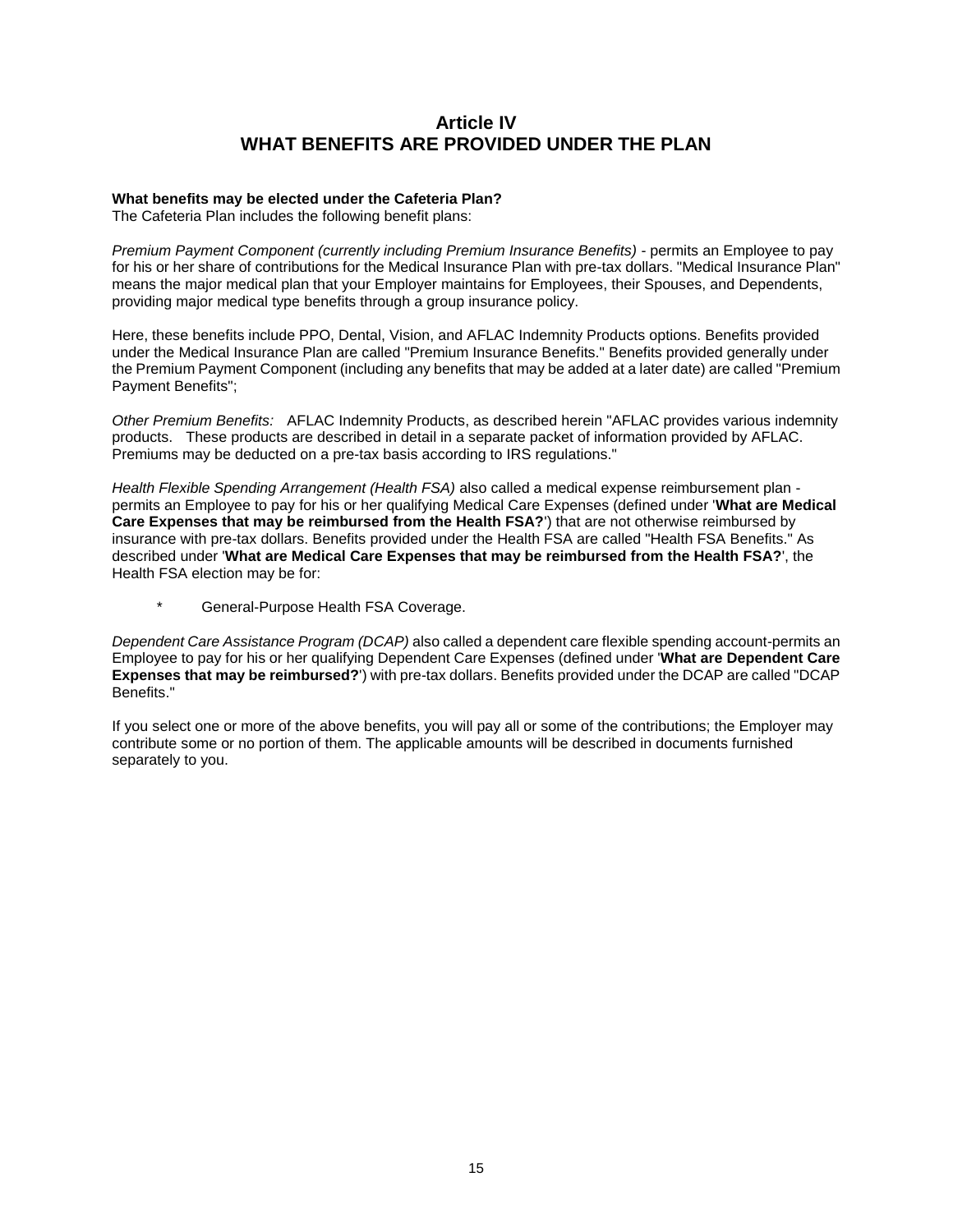# Article IV
# WHAT BENEFITS ARE PROVIDED UNDER THE PLAN

**What benefits may be elected under the Cafeteria Plan?**
The Cafeteria Plan includes the following benefit plans:

*Premium Payment Component (currently including Premium Insurance Benefits)* - permits an Employee to pay for his or her share of contributions for the Medical Insurance Plan with pre-tax dollars. "Medical Insurance Plan" means the major medical plan that your Employer maintains for Employees, their Spouses, and Dependents, providing major medical type benefits through a group insurance policy.

Here, these benefits include PPO, Dental, Vision, and AFLAC Indemnity Products options. Benefits provided under the Medical Insurance Plan are called "Premium Insurance Benefits." Benefits provided generally under the Premium Payment Component (including any benefits that may be added at a later date) are called "Premium Payment Benefits";

*Other Premium Benefits:* AFLAC Indemnity Products, as described herein "AFLAC provides various indemnity products. These products are described in detail in a separate packet of information provided by AFLAC. Premiums may be deducted on a pre-tax basis according to IRS regulations."

*Health Flexible Spending Arrangement (Health FSA)* also called a medical expense reimbursement plan - permits an Employee to pay for his or her qualifying Medical Care Expenses (defined under '**What are Medical Care Expenses that may be reimbursed from the Health FSA?**') that are not otherwise reimbursed by insurance with pre-tax dollars. Benefits provided under the Health FSA are called "Health FSA Benefits." As described under '**What are Medical Care Expenses that may be reimbursed from the Health FSA?**', the Health FSA election may be for:

- General-Purpose Health FSA Coverage.

*Dependent Care Assistance Program (DCAP)* also called a dependent care flexible spending account-permits an Employee to pay for his or her qualifying Dependent Care Expenses (defined under '**What are Dependent Care Expenses that may be reimbursed?**') with pre-tax dollars. Benefits provided under the DCAP are called "DCAP Benefits."

If you select one or more of the above benefits, you will pay all or some of the contributions; the Employer may contribute some or no portion of them. The applicable amounts will be described in documents furnished separately to you.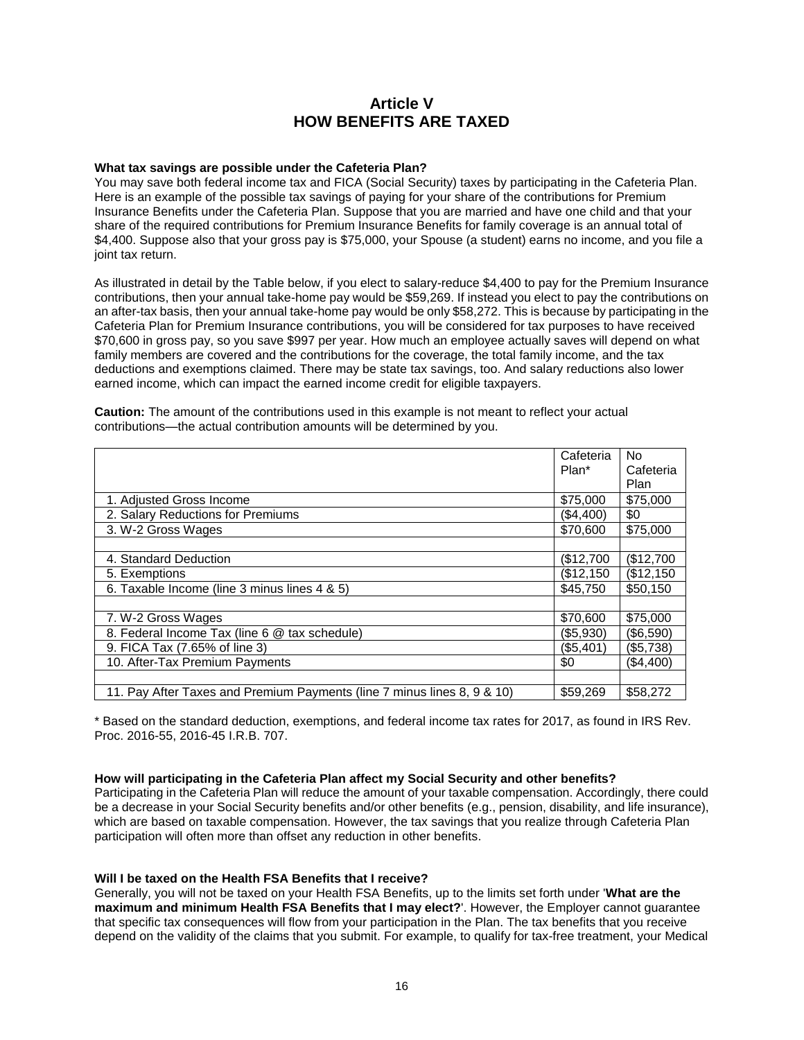# Article V
# HOW BENEFITS ARE TAXED

**What tax savings are possible under the Cafeteria Plan?**
You may save both federal income tax and FICA (Social Security) taxes by participating in the Cafeteria Plan. Here is an example of the possible tax savings of paying for your share of the contributions for Premium Insurance Benefits under the Cafeteria Plan. Suppose that you are married and have one child and that your share of the required contributions for Premium Insurance Benefits for family coverage is an annual total of $4,400. Suppose also that your gross pay is $75,000, your Spouse (a student) earns no income, and you file a joint tax return.

As illustrated in detail by the Table below, if you elect to salary-reduce $4,400 to pay for the Premium Insurance contributions, then your annual take-home pay would be $59,269. If instead you elect to pay the contributions on an after-tax basis, then your annual take-home pay would be only $58,272. This is because by participating in the Cafeteria Plan for Premium Insurance contributions, you will be considered for tax purposes to have received $70,600 in gross pay, so you save $997 per year. How much an employee actually saves will depend on what family members are covered and the contributions for the coverage, the total family income, and the tax deductions and exemptions claimed. There may be state tax savings, too. And salary reductions also lower earned income, which can impact the earned income credit for eligible taxpayers.

**Caution:** The amount of the contributions used in this example is not meant to reflect your actual contributions—the actual contribution amounts will be determined by you.

| | Cafeteria Plan* | No Cafeteria Plan |
|---|---|---|
| 1. Adjusted Gross Income | $75,000 | $75,000 |
| 2. Salary Reductions for Premiums | ($4,400) | $0 |
| 3. W-2 Gross Wages | $70,600 | $75,000 |
| | | |
| 4. Standard Deduction | ($12,700 | ($12,700 |
| 5. Exemptions | ($12,150 | ($12,150 |
| 6. Taxable Income (line 3 minus lines 4 & 5) | $45,750 | $50,150 |
| | | |
| 7. W-2 Gross Wages | $70,600 | $75,000 |
| 8. Federal Income Tax (line 6 @ tax schedule) | ($5,930) | ($6,590) |
| 9. FICA Tax (7.65% of line 3) | ($5,401) | ($5,738) |
| 10. After-Tax Premium Payments | $0 | ($4,400) |
| | | |
| 11. Pay After Taxes and Premium Payments (line 7 minus lines 8, 9 & 10) | $59,269 | $58,272 |

\* Based on the standard deduction, exemptions, and federal income tax rates for 2017, as found in IRS Rev. Proc. 2016-55, 2016-45 I.R.B. 707.

**How will participating in the Cafeteria Plan affect my Social Security and other benefits?**
Participating in the Cafeteria Plan will reduce the amount of your taxable compensation. Accordingly, there could be a decrease in your Social Security benefits and/or other benefits (e.g., pension, disability, and life insurance), which are based on taxable compensation. However, the tax savings that you realize through Cafeteria Plan participation will often more than offset any reduction in other benefits.

**Will I be taxed on the Health FSA Benefits that I receive?**
Generally, you will not be taxed on your Health FSA Benefits, up to the limits set forth under '**What are the maximum and minimum Health FSA Benefits that I may elect?**'. However, the Employer cannot guarantee that specific tax consequences will flow from your participation in the Plan. The tax benefits that you receive depend on the validity of the claims that you submit. For example, to qualify for tax-free treatment, your Medical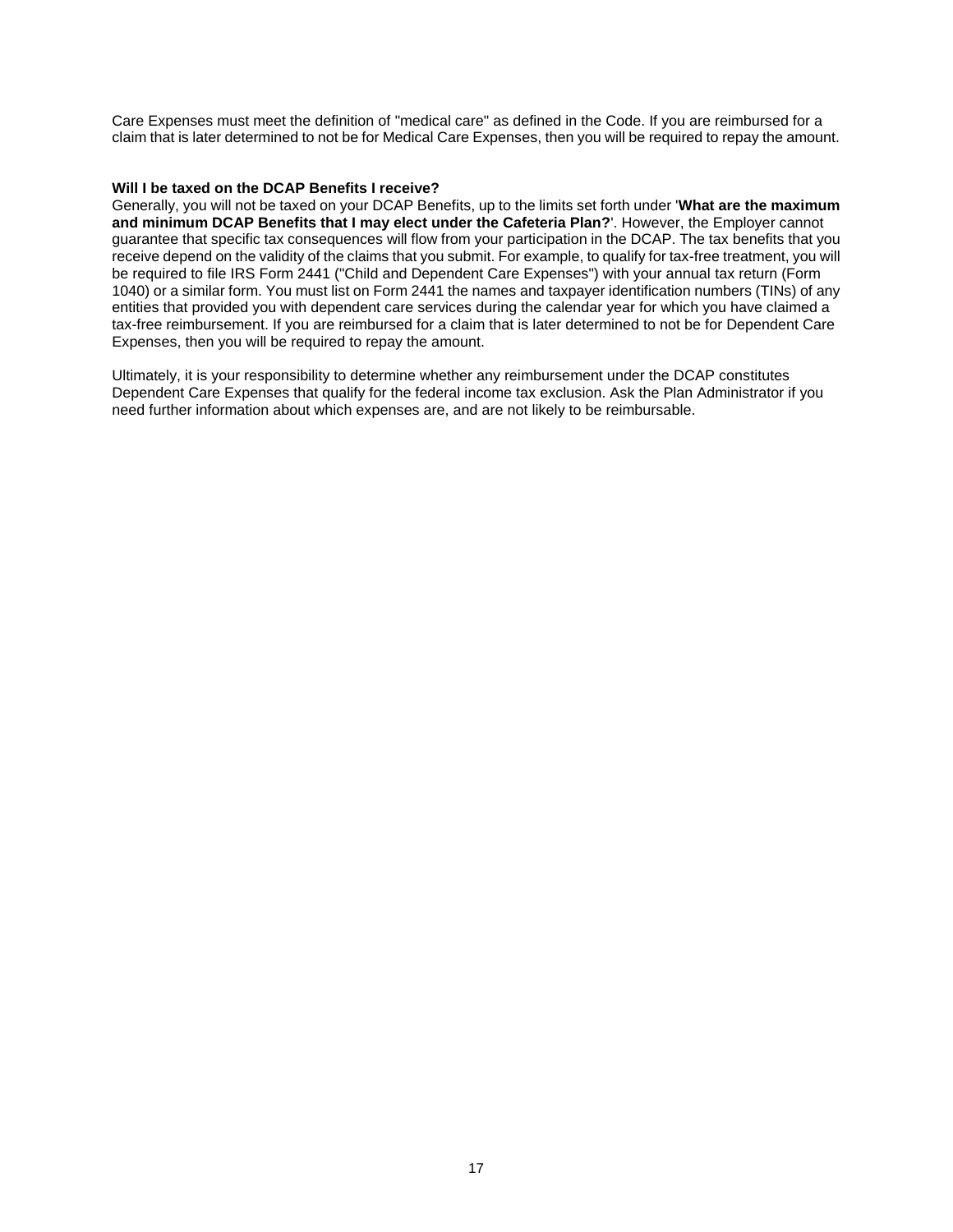Care Expenses must meet the definition of "medical care" as defined in the Code. If you are reimbursed for a claim that is later determined to not be for Medical Care Expenses, then you will be required to repay the amount.

**Will I be taxed on the DCAP Benefits I receive?**

Generally, you will not be taxed on your DCAP Benefits, up to the limits set forth under '**What are the maximum and minimum DCAP Benefits that I may elect under the Cafeteria Plan?**'. However, the Employer cannot guarantee that specific tax consequences will flow from your participation in the DCAP. The tax benefits that you receive depend on the validity of the claims that you submit. For example, to qualify for tax-free treatment, you will be required to file IRS Form 2441 ("Child and Dependent Care Expenses") with your annual tax return (Form 1040) or a similar form. You must list on Form 2441 the names and taxpayer identification numbers (TINs) of any entities that provided you with dependent care services during the calendar year for which you have claimed a tax-free reimbursement. If you are reimbursed for a claim that is later determined to not be for Dependent Care Expenses, then you will be required to repay the amount.

Ultimately, it is your responsibility to determine whether any reimbursement under the DCAP constitutes Dependent Care Expenses that qualify for the federal income tax exclusion. Ask the Plan Administrator if you need further information about which expenses are, and are not likely to be reimbursable.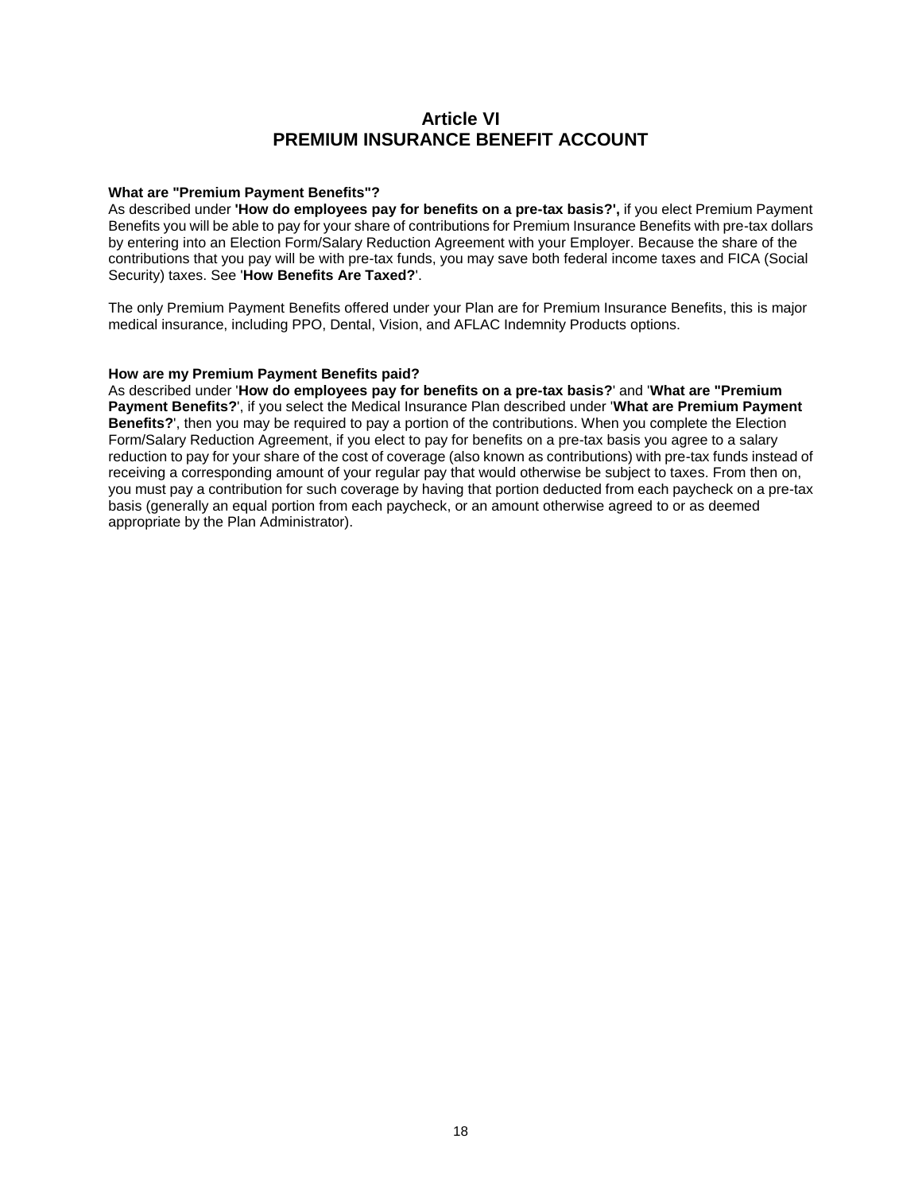# Article VI
# PREMIUM INSURANCE BENEFIT ACCOUNT

**What are "Premium Payment Benefits"?**
As described under **'How do employees pay for benefits on a pre-tax basis?',** if you elect Premium Payment Benefits you will be able to pay for your share of contributions for Premium Insurance Benefits with pre-tax dollars by entering into an Election Form/Salary Reduction Agreement with your Employer. Because the share of the contributions that you pay will be with pre-tax funds, you may save both federal income taxes and FICA (Social Security) taxes. See '**How Benefits Are Taxed?**'.

The only Premium Payment Benefits offered under your Plan are for Premium Insurance Benefits, this is major medical insurance, including PPO, Dental, Vision, and AFLAC Indemnity Products options.

**How are my Premium Payment Benefits paid?**
As described under '**How do employees pay for benefits on a pre-tax basis?**' and '**What are "Premium Payment Benefits?**', if you select the Medical Insurance Plan described under '**What are Premium Payment Benefits?**', then you may be required to pay a portion of the contributions. When you complete the Election Form/Salary Reduction Agreement, if you elect to pay for benefits on a pre-tax basis you agree to a salary reduction to pay for your share of the cost of coverage (also known as contributions) with pre-tax funds instead of receiving a corresponding amount of your regular pay that would otherwise be subject to taxes. From then on, you must pay a contribution for such coverage by having that portion deducted from each paycheck on a pre-tax basis (generally an equal portion from each paycheck, or an amount otherwise agreed to or as deemed appropriate by the Plan Administrator).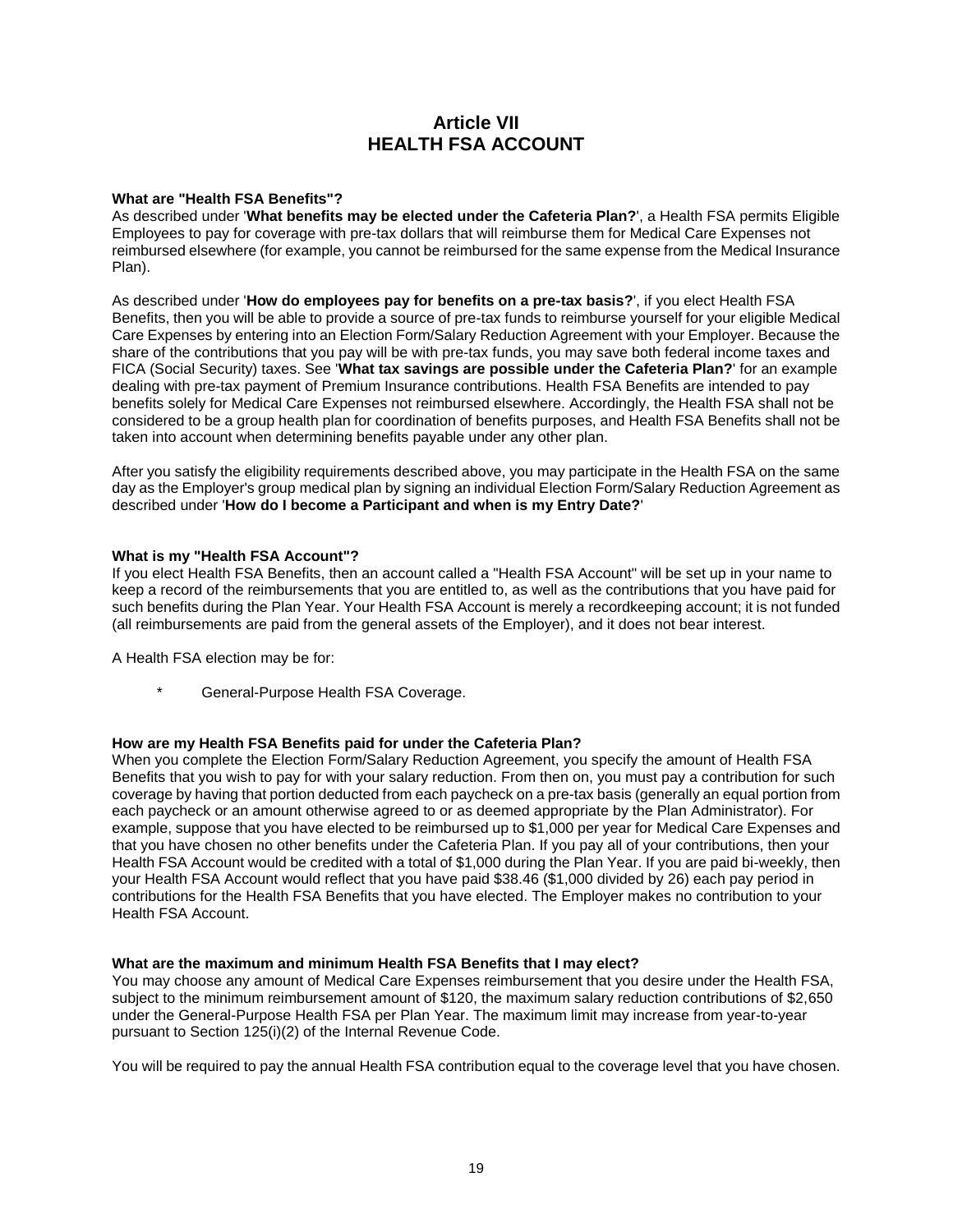# Article VII
# HEALTH FSA ACCOUNT

**What are "Health FSA Benefits"?**
As described under '**What benefits may be elected under the Cafeteria Plan?**', a Health FSA permits Eligible Employees to pay for coverage with pre-tax dollars that will reimburse them for Medical Care Expenses not reimbursed elsewhere (for example, you cannot be reimbursed for the same expense from the Medical Insurance Plan).

As described under '**How do employees pay for benefits on a pre-tax basis?**', if you elect Health FSA Benefits, then you will be able to provide a source of pre-tax funds to reimburse yourself for your eligible Medical Care Expenses by entering into an Election Form/Salary Reduction Agreement with your Employer. Because the share of the contributions that you pay will be with pre-tax funds, you may save both federal income taxes and FICA (Social Security) taxes. See '**What tax savings are possible under the Cafeteria Plan?**' for an example dealing with pre-tax payment of Premium Insurance contributions. Health FSA Benefits are intended to pay benefits solely for Medical Care Expenses not reimbursed elsewhere. Accordingly, the Health FSA shall not be considered to be a group health plan for coordination of benefits purposes, and Health FSA Benefits shall not be taken into account when determining benefits payable under any other plan.

After you satisfy the eligibility requirements described above, you may participate in the Health FSA on the same day as the Employer's group medical plan by signing an individual Election Form/Salary Reduction Agreement as described under '**How do I become a Participant and when is my Entry Date?**'

**What is my "Health FSA Account"?**
If you elect Health FSA Benefits, then an account called a "Health FSA Account" will be set up in your name to keep a record of the reimbursements that you are entitled to, as well as the contributions that you have paid for such benefits during the Plan Year. Your Health FSA Account is merely a recordkeeping account; it is not funded (all reimbursements are paid from the general assets of the Employer), and it does not bear interest.

A Health FSA election may be for:

* General-Purpose Health FSA Coverage.

**How are my Health FSA Benefits paid for under the Cafeteria Plan?**
When you complete the Election Form/Salary Reduction Agreement, you specify the amount of Health FSA Benefits that you wish to pay for with your salary reduction. From then on, you must pay a contribution for such coverage by having that portion deducted from each paycheck on a pre-tax basis (generally an equal portion from each paycheck or an amount otherwise agreed to or as deemed appropriate by the Plan Administrator). For example, suppose that you have elected to be reimbursed up to $1,000 per year for Medical Care Expenses and that you have chosen no other benefits under the Cafeteria Plan. If you pay all of your contributions, then your Health FSA Account would be credited with a total of $1,000 during the Plan Year. If you are paid bi-weekly, then your Health FSA Account would reflect that you have paid $38.46 ($1,000 divided by 26) each pay period in contributions for the Health FSA Benefits that you have elected. The Employer makes no contribution to your Health FSA Account.

**What are the maximum and minimum Health FSA Benefits that I may elect?**
You may choose any amount of Medical Care Expenses reimbursement that you desire under the Health FSA, subject to the minimum reimbursement amount of $120, the maximum salary reduction contributions of $2,650 under the General-Purpose Health FSA per Plan Year. The maximum limit may increase from year-to-year pursuant to Section 125(i)(2) of the Internal Revenue Code.

You will be required to pay the annual Health FSA contribution equal to the coverage level that you have chosen.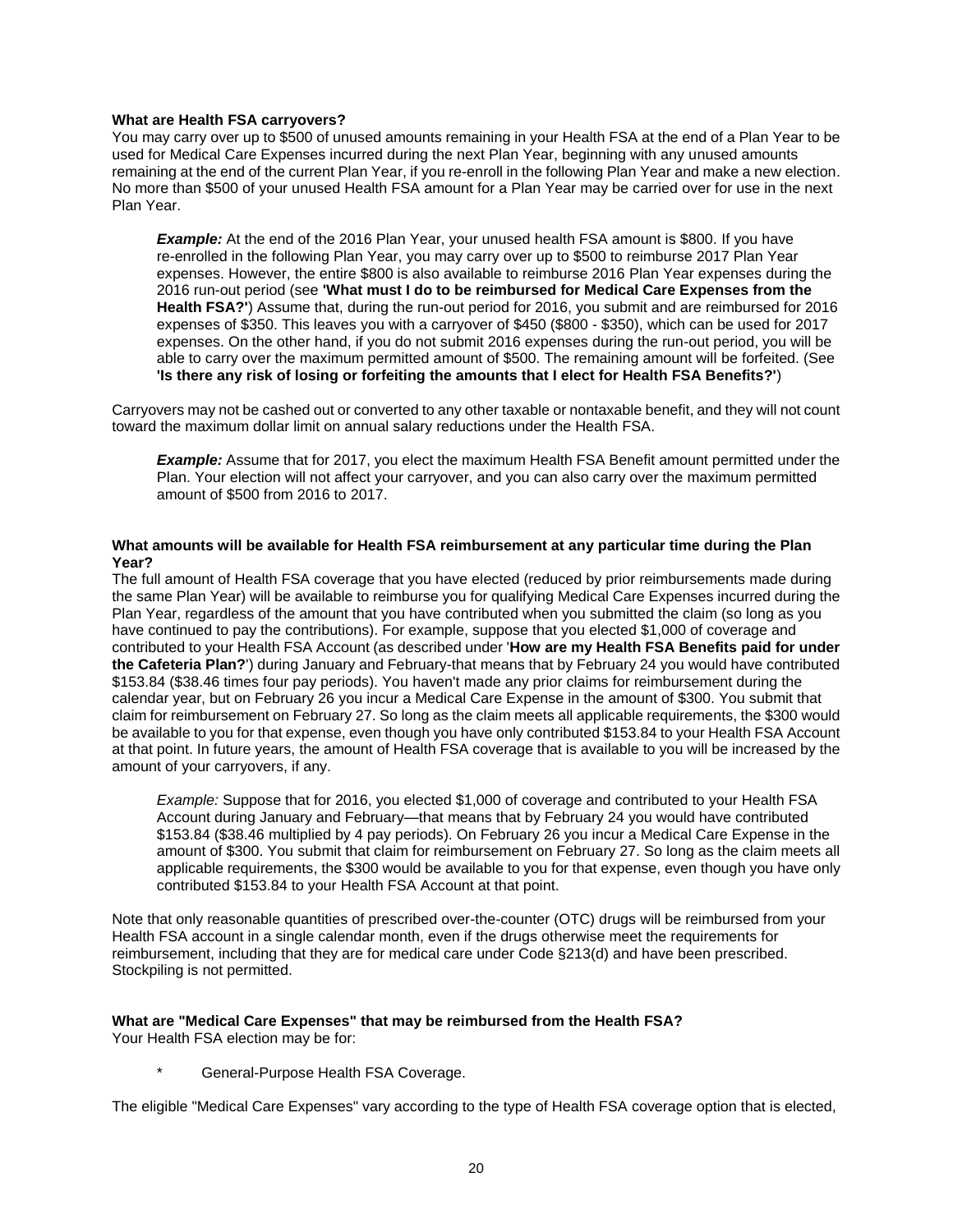**What are Health FSA carryovers?**
You may carry over up to $500 of unused amounts remaining in your Health FSA at the end of a Plan Year to be used for Medical Care Expenses incurred during the next Plan Year, beginning with any unused amounts remaining at the end of the current Plan Year, if you re-enroll in the following Plan Year and make a new election. No more than $500 of your unused Health FSA amount for a Plan Year may be carried over for use in the next Plan Year.

> ***Example:*** At the end of the 2016 Plan Year, your unused health FSA amount is $800. If you have re-enrolled in the following Plan Year, you may carry over up to $500 to reimburse 2017 Plan Year expenses. However, the entire $800 is also available to reimburse 2016 Plan Year expenses during the 2016 run-out period (see **'What must I do to be reimbursed for Medical Care Expenses from the Health FSA?'**) Assume that, during the run-out period for 2016, you submit and are reimbursed for 2016 expenses of $350. This leaves you with a carryover of $450 ($800 - $350), which can be used for 2017 expenses. On the other hand, if you do not submit 2016 expenses during the run-out period, you will be able to carry over the maximum permitted amount of $500. The remaining amount will be forfeited. (See **'Is there any risk of losing or forfeiting the amounts that I elect for Health FSA Benefits?'**)

Carryovers may not be cashed out or converted to any other taxable or nontaxable benefit, and they will not count toward the maximum dollar limit on annual salary reductions under the Health FSA.

> ***Example:*** Assume that for 2017, you elect the maximum Health FSA Benefit amount permitted under the Plan. Your election will not affect your carryover, and you can also carry over the maximum permitted amount of $500 from 2016 to 2017.

**What amounts will be available for Health FSA reimbursement at any particular time during the Plan Year?**
The full amount of Health FSA coverage that you have elected (reduced by prior reimbursements made during the same Plan Year) will be available to reimburse you for qualifying Medical Care Expenses incurred during the Plan Year, regardless of the amount that you have contributed when you submitted the claim (so long as you have continued to pay the contributions). For example, suppose that you elected $1,000 of coverage and contributed to your Health FSA Account (as described under '**How are my Health FSA Benefits paid for under the Cafeteria Plan?**') during January and February-that means that by February 24 you would have contributed $153.84 ($38.46 times four pay periods). You haven't made any prior claims for reimbursement during the calendar year, but on February 26 you incur a Medical Care Expense in the amount of $300. You submit that claim for reimbursement on February 27. So long as the claim meets all applicable requirements, the $300 would be available to you for that expense, even though you have only contributed $153.84 to your Health FSA Account at that point. In future years, the amount of Health FSA coverage that is available to you will be increased by the amount of your carryovers, if any.

> *Example:* Suppose that for 2016, you elected $1,000 of coverage and contributed to your Health FSA Account during January and February—that means that by February 24 you would have contributed $153.84 ($38.46 multiplied by 4 pay periods). On February 26 you incur a Medical Care Expense in the amount of $300. You submit that claim for reimbursement on February 27. So long as the claim meets all applicable requirements, the $300 would be available to you for that expense, even though you have only contributed $153.84 to your Health FSA Account at that point.

Note that only reasonable quantities of prescribed over-the-counter (OTC) drugs will be reimbursed from your Health FSA account in a single calendar month, even if the drugs otherwise meet the requirements for reimbursement, including that they are for medical care under Code §213(d) and have been prescribed. Stockpiling is not permitted.

**What are "Medical Care Expenses" that may be reimbursed from the Health FSA?**
Your Health FSA election may be for:

* General-Purpose Health FSA Coverage.

The eligible "Medical Care Expenses" vary according to the type of Health FSA coverage option that is elected,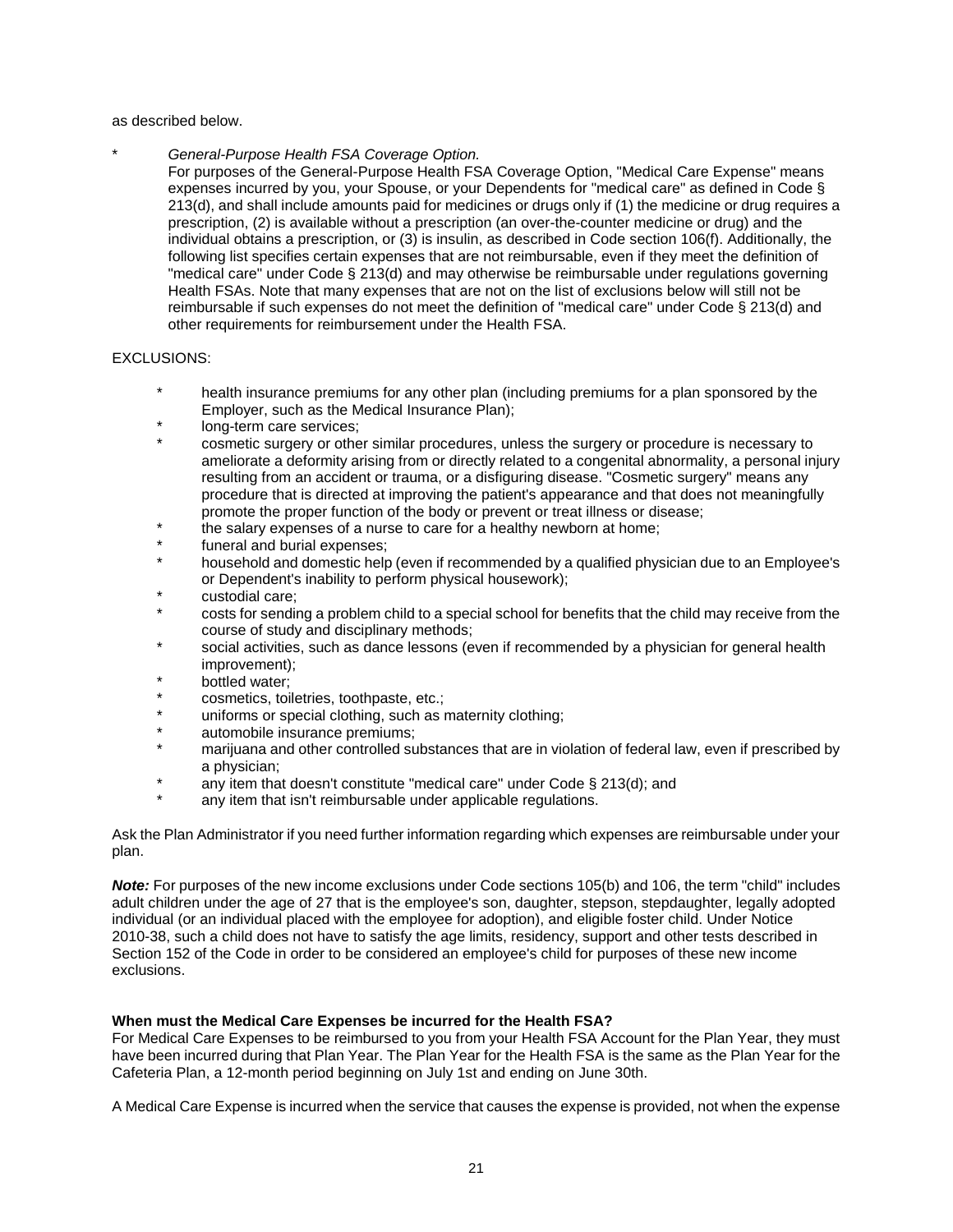as described below.

- *General-Purpose Health FSA Coverage Option.*
  For purposes of the General-Purpose Health FSA Coverage Option, "Medical Care Expense" means expenses incurred by you, your Spouse, or your Dependents for "medical care" as defined in Code § 213(d), and shall include amounts paid for medicines or drugs only if (1) the medicine or drug requires a prescription, (2) is available without a prescription (an over-the-counter medicine or drug) and the individual obtains a prescription, or (3) is insulin, as described in Code section 106(f). Additionally, the following list specifies certain expenses that are not reimbursable, even if they meet the definition of "medical care" under Code § 213(d) and may otherwise be reimbursable under regulations governing Health FSAs. Note that many expenses that are not on the list of exclusions below will still not be reimbursable if such expenses do not meet the definition of "medical care" under Code § 213(d) and other requirements for reimbursement under the Health FSA.

EXCLUSIONS:

- health insurance premiums for any other plan (including premiums for a plan sponsored by the Employer, such as the Medical Insurance Plan);
- long-term care services;
- cosmetic surgery or other similar procedures, unless the surgery or procedure is necessary to ameliorate a deformity arising from or directly related to a congenital abnormality, a personal injury resulting from an accident or trauma, or a disfiguring disease. "Cosmetic surgery" means any procedure that is directed at improving the patient's appearance and that does not meaningfully promote the proper function of the body or prevent or treat illness or disease;
- the salary expenses of a nurse to care for a healthy newborn at home;
- funeral and burial expenses;
- household and domestic help (even if recommended by a qualified physician due to an Employee's or Dependent's inability to perform physical housework);
- custodial care;
- costs for sending a problem child to a special school for benefits that the child may receive from the course of study and disciplinary methods;
- social activities, such as dance lessons (even if recommended by a physician for general health improvement);
- bottled water;
- cosmetics, toiletries, toothpaste, etc.;
- uniforms or special clothing, such as maternity clothing;
- automobile insurance premiums;
- marijuana and other controlled substances that are in violation of federal law, even if prescribed by a physician;
- any item that doesn't constitute "medical care" under Code § 213(d); and
- any item that isn't reimbursable under applicable regulations.

Ask the Plan Administrator if you need further information regarding which expenses are reimbursable under your plan.

***Note:*** For purposes of the new income exclusions under Code sections 105(b) and 106, the term "child" includes adult children under the age of 27 that is the employee's son, daughter, stepson, stepdaughter, legally adopted individual (or an individual placed with the employee for adoption), and eligible foster child. Under Notice 2010-38, such a child does not have to satisfy the age limits, residency, support and other tests described in Section 152 of the Code in order to be considered an employee's child for purposes of these new income exclusions.

**When must the Medical Care Expenses be incurred for the Health FSA?**

For Medical Care Expenses to be reimbursed to you from your Health FSA Account for the Plan Year, they must have been incurred during that Plan Year. The Plan Year for the Health FSA is the same as the Plan Year for the Cafeteria Plan, a 12-month period beginning on July 1st and ending on June 30th.

A Medical Care Expense is incurred when the service that causes the expense is provided, not when the expense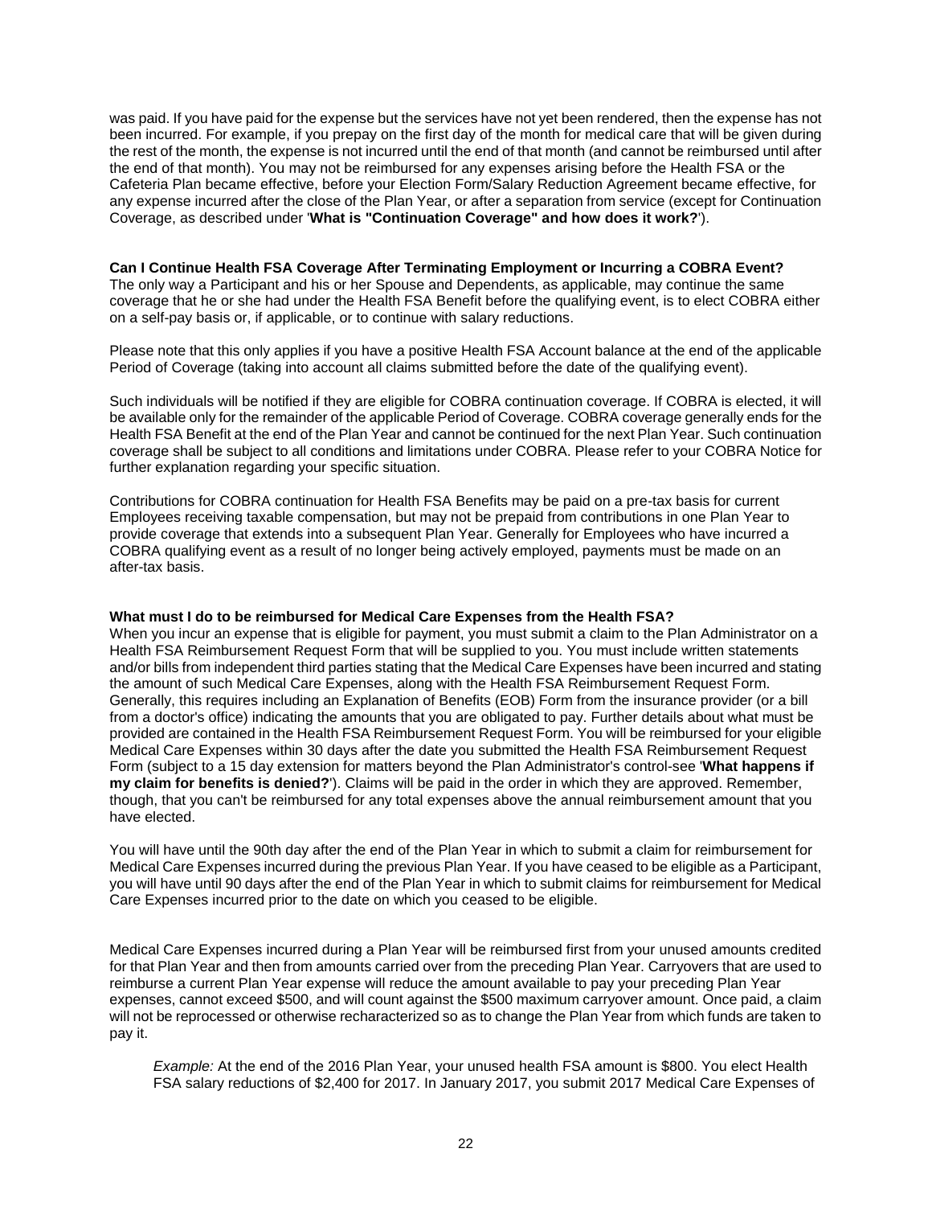was paid. If you have paid for the expense but the services have not yet been rendered, then the expense has not been incurred. For example, if you prepay on the first day of the month for medical care that will be given during the rest of the month, the expense is not incurred until the end of that month (and cannot be reimbursed until after the end of that month). You may not be reimbursed for any expenses arising before the Health FSA or the Cafeteria Plan became effective, before your Election Form/Salary Reduction Agreement became effective, for any expense incurred after the close of the Plan Year, or after a separation from service (except for Continuation Coverage, as described under '**What is "Continuation Coverage" and how does it work?**').

**Can I Continue Health FSA Coverage After Terminating Employment or Incurring a COBRA Event?**
The only way a Participant and his or her Spouse and Dependents, as applicable, may continue the same coverage that he or she had under the Health FSA Benefit before the qualifying event, is to elect COBRA either on a self-pay basis or, if applicable, or to continue with salary reductions.

Please note that this only applies if you have a positive Health FSA Account balance at the end of the applicable Period of Coverage (taking into account all claims submitted before the date of the qualifying event).

Such individuals will be notified if they are eligible for COBRA continuation coverage. If COBRA is elected, it will be available only for the remainder of the applicable Period of Coverage. COBRA coverage generally ends for the Health FSA Benefit at the end of the Plan Year and cannot be continued for the next Plan Year. Such continuation coverage shall be subject to all conditions and limitations under COBRA. Please refer to your COBRA Notice for further explanation regarding your specific situation.

Contributions for COBRA continuation for Health FSA Benefits may be paid on a pre-tax basis for current Employees receiving taxable compensation, but may not be prepaid from contributions in one Plan Year to provide coverage that extends into a subsequent Plan Year. Generally for Employees who have incurred a COBRA qualifying event as a result of no longer being actively employed, payments must be made on an after-tax basis.

**What must I do to be reimbursed for Medical Care Expenses from the Health FSA?**
When you incur an expense that is eligible for payment, you must submit a claim to the Plan Administrator on a Health FSA Reimbursement Request Form that will be supplied to you. You must include written statements and/or bills from independent third parties stating that the Medical Care Expenses have been incurred and stating the amount of such Medical Care Expenses, along with the Health FSA Reimbursement Request Form. Generally, this requires including an Explanation of Benefits (EOB) Form from the insurance provider (or a bill from a doctor's office) indicating the amounts that you are obligated to pay. Further details about what must be provided are contained in the Health FSA Reimbursement Request Form. You will be reimbursed for your eligible Medical Care Expenses within 30 days after the date you submitted the Health FSA Reimbursement Request Form (subject to a 15 day extension for matters beyond the Plan Administrator's control-see '**What happens if my claim for benefits is denied?**'). Claims will be paid in the order in which they are approved. Remember, though, that you can't be reimbursed for any total expenses above the annual reimbursement amount that you have elected.

You will have until the 90th day after the end of the Plan Year in which to submit a claim for reimbursement for Medical Care Expenses incurred during the previous Plan Year. If you have ceased to be eligible as a Participant, you will have until 90 days after the end of the Plan Year in which to submit claims for reimbursement for Medical Care Expenses incurred prior to the date on which you ceased to be eligible.

Medical Care Expenses incurred during a Plan Year will be reimbursed first from your unused amounts credited for that Plan Year and then from amounts carried over from the preceding Plan Year. Carryovers that are used to reimburse a current Plan Year expense will reduce the amount available to pay your preceding Plan Year expenses, cannot exceed $500, and will count against the $500 maximum carryover amount. Once paid, a claim will not be reprocessed or otherwise recharacterized so as to change the Plan Year from which funds are taken to pay it.

> *Example:* At the end of the 2016 Plan Year, your unused health FSA amount is $800. You elect Health FSA salary reductions of $2,400 for 2017. In January 2017, you submit 2017 Medical Care Expenses of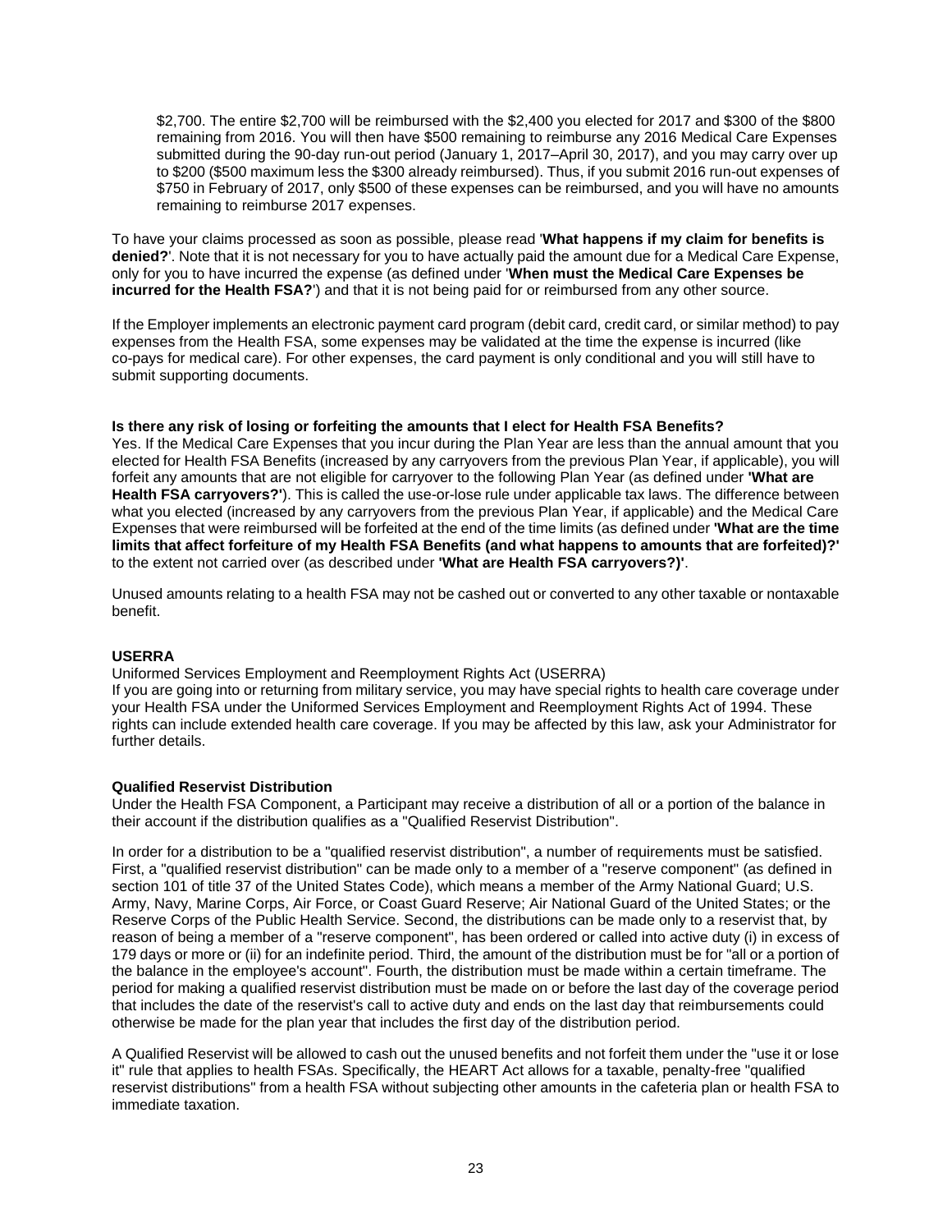$2,700. The entire $2,700 will be reimbursed with the $2,400 you elected for 2017 and $300 of the $800 remaining from 2016. You will then have $500 remaining to reimburse any 2016 Medical Care Expenses submitted during the 90-day run-out period (January 1, 2017–April 30, 2017), and you may carry over up to $200 ($500 maximum less the $300 already reimbursed). Thus, if you submit 2016 run-out expenses of $750 in February of 2017, only $500 of these expenses can be reimbursed, and you will have no amounts remaining to reimburse 2017 expenses.

To have your claims processed as soon as possible, please read '**What happens if my claim for benefits is denied?**'. Note that it is not necessary for you to have actually paid the amount due for a Medical Care Expense, only for you to have incurred the expense (as defined under '**When must the Medical Care Expenses be incurred for the Health FSA?**') and that it is not being paid for or reimbursed from any other source.

If the Employer implements an electronic payment card program (debit card, credit card, or similar method) to pay expenses from the Health FSA, some expenses may be validated at the time the expense is incurred (like co-pays for medical care). For other expenses, the card payment is only conditional and you will still have to submit supporting documents.

**Is there any risk of losing or forfeiting the amounts that I elect for Health FSA Benefits?**

Yes. If the Medical Care Expenses that you incur during the Plan Year are less than the annual amount that you elected for Health FSA Benefits (increased by any carryovers from the previous Plan Year, if applicable), you will forfeit any amounts that are not eligible for carryover to the following Plan Year (as defined under **'What are Health FSA carryovers?'**). This is called the use-or-lose rule under applicable tax laws. The difference between what you elected (increased by any carryovers from the previous Plan Year, if applicable) and the Medical Care Expenses that were reimbursed will be forfeited at the end of the time limits (as defined under **'What are the time limits that affect forfeiture of my Health FSA Benefits (and what happens to amounts that are forfeited)?'** to the extent not carried over (as described under **'What are Health FSA carryovers?)'**.

Unused amounts relating to a health FSA may not be cashed out or converted to any other taxable or nontaxable benefit.

**USERRA**

Uniformed Services Employment and Reemployment Rights Act (USERRA)
If you are going into or returning from military service, you may have special rights to health care coverage under your Health FSA under the Uniformed Services Employment and Reemployment Rights Act of 1994. These rights can include extended health care coverage. If you may be affected by this law, ask your Administrator for further details.

**Qualified Reservist Distribution**

Under the Health FSA Component, a Participant may receive a distribution of all or a portion of the balance in their account if the distribution qualifies as a "Qualified Reservist Distribution".

In order for a distribution to be a "qualified reservist distribution", a number of requirements must be satisfied. First, a "qualified reservist distribution" can be made only to a member of a "reserve component" (as defined in section 101 of title 37 of the United States Code), which means a member of the Army National Guard; U.S. Army, Navy, Marine Corps, Air Force, or Coast Guard Reserve; Air National Guard of the United States; or the Reserve Corps of the Public Health Service. Second, the distributions can be made only to a reservist that, by reason of being a member of a "reserve component", has been ordered or called into active duty (i) in excess of 179 days or more or (ii) for an indefinite period. Third, the amount of the distribution must be for "all or a portion of the balance in the employee's account". Fourth, the distribution must be made within a certain timeframe. The period for making a qualified reservist distribution must be made on or before the last day of the coverage period that includes the date of the reservist's call to active duty and ends on the last day that reimbursements could otherwise be made for the plan year that includes the first day of the distribution period.

A Qualified Reservist will be allowed to cash out the unused benefits and not forfeit them under the "use it or lose it" rule that applies to health FSAs. Specifically, the HEART Act allows for a taxable, penalty-free "qualified reservist distributions" from a health FSA without subjecting other amounts in the cafeteria plan or health FSA to immediate taxation.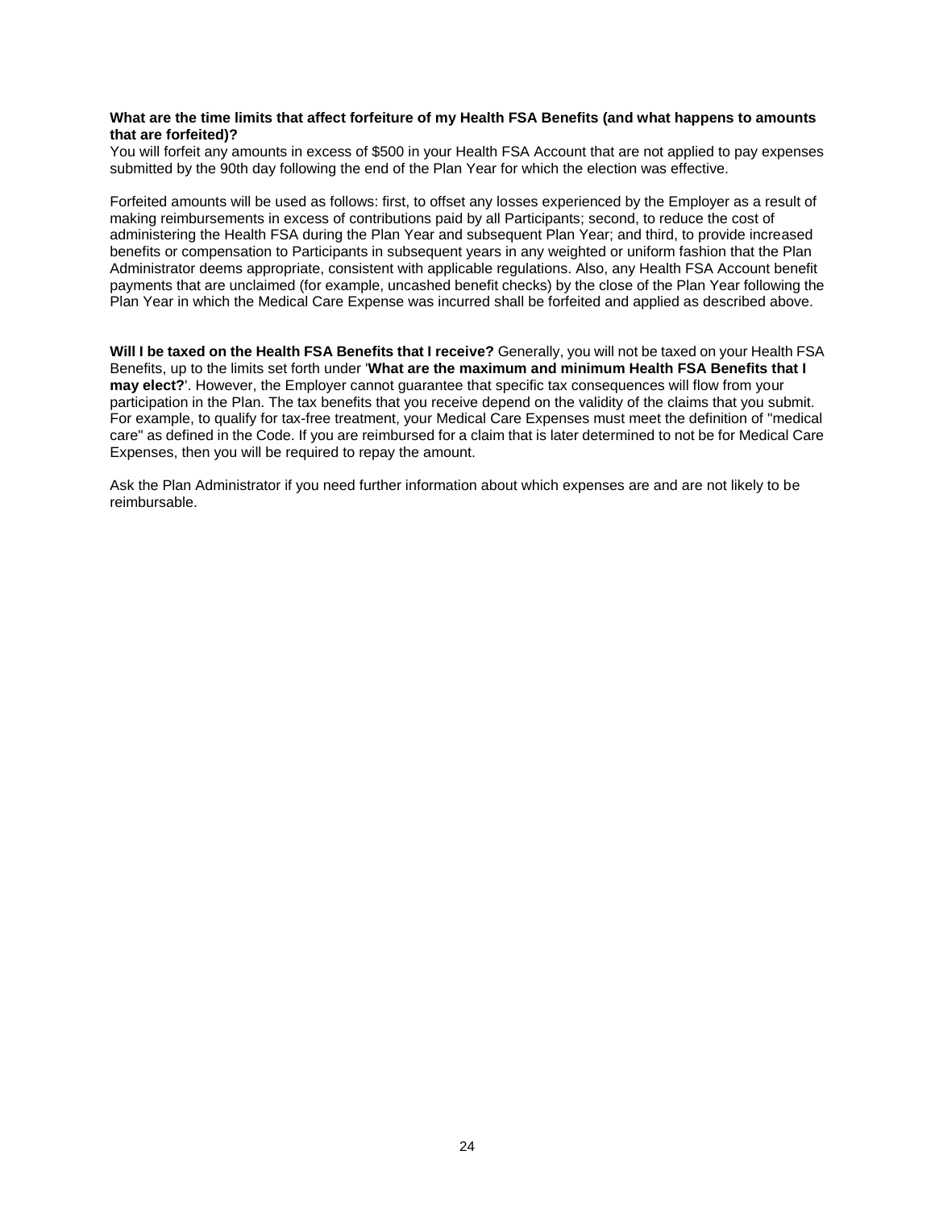**What are the time limits that affect forfeiture of my Health FSA Benefits (and what happens to amounts that are forfeited)?**
You will forfeit any amounts in excess of $500 in your Health FSA Account that are not applied to pay expenses submitted by the 90th day following the end of the Plan Year for which the election was effective.

Forfeited amounts will be used as follows: first, to offset any losses experienced by the Employer as a result of making reimbursements in excess of contributions paid by all Participants; second, to reduce the cost of administering the Health FSA during the Plan Year and subsequent Plan Year; and third, to provide increased benefits or compensation to Participants in subsequent years in any weighted or uniform fashion that the Plan Administrator deems appropriate, consistent with applicable regulations. Also, any Health FSA Account benefit payments that are unclaimed (for example, uncashed benefit checks) by the close of the Plan Year following the Plan Year in which the Medical Care Expense was incurred shall be forfeited and applied as described above.

**Will I be taxed on the Health FSA Benefits that I receive?** Generally, you will not be taxed on your Health FSA Benefits, up to the limits set forth under '**What are the maximum and minimum Health FSA Benefits that I may elect?**'. However, the Employer cannot guarantee that specific tax consequences will flow from your participation in the Plan. The tax benefits that you receive depend on the validity of the claims that you submit. For example, to qualify for tax-free treatment, your Medical Care Expenses must meet the definition of "medical care" as defined in the Code. If you are reimbursed for a claim that is later determined to not be for Medical Care Expenses, then you will be required to repay the amount.

Ask the Plan Administrator if you need further information about which expenses are and are not likely to be reimbursable.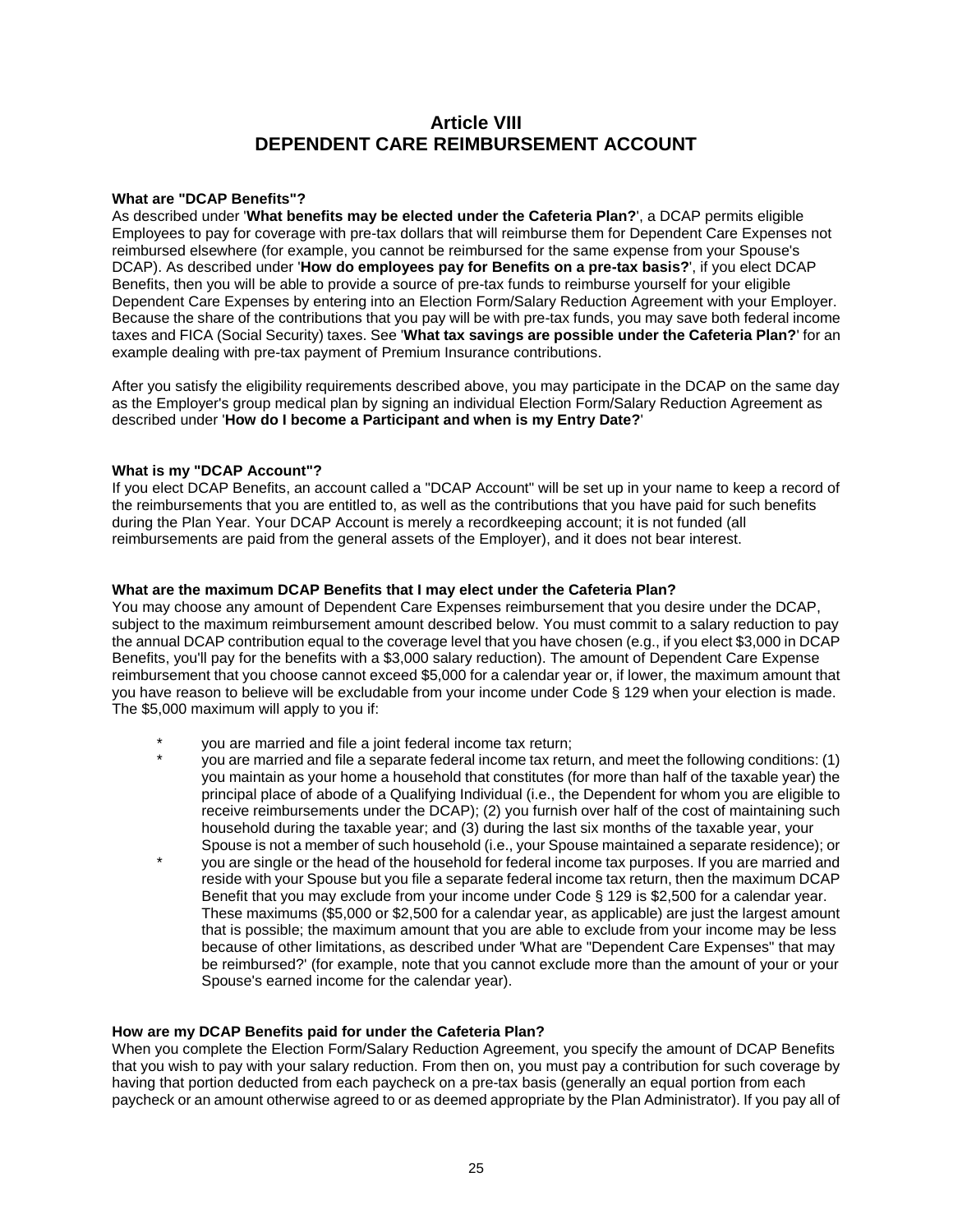# Article VIII
# DEPENDENT CARE REIMBURSEMENT ACCOUNT

**What are "DCAP Benefits"?**

As described under '**What benefits may be elected under the Cafeteria Plan?**', a DCAP permits eligible Employees to pay for coverage with pre-tax dollars that will reimburse them for Dependent Care Expenses not reimbursed elsewhere (for example, you cannot be reimbursed for the same expense from your Spouse's DCAP). As described under '**How do employees pay for Benefits on a pre-tax basis?**', if you elect DCAP Benefits, then you will be able to provide a source of pre-tax funds to reimburse yourself for your eligible Dependent Care Expenses by entering into an Election Form/Salary Reduction Agreement with your Employer. Because the share of the contributions that you pay will be with pre-tax funds, you may save both federal income taxes and FICA (Social Security) taxes. See '**What tax savings are possible under the Cafeteria Plan?**' for an example dealing with pre-tax payment of Premium Insurance contributions.

After you satisfy the eligibility requirements described above, you may participate in the DCAP on the same day as the Employer's group medical plan by signing an individual Election Form/Salary Reduction Agreement as described under '**How do I become a Participant and when is my Entry Date?**'

**What is my "DCAP Account"?**

If you elect DCAP Benefits, an account called a "DCAP Account" will be set up in your name to keep a record of the reimbursements that you are entitled to, as well as the contributions that you have paid for such benefits during the Plan Year. Your DCAP Account is merely a recordkeeping account; it is not funded (all reimbursements are paid from the general assets of the Employer), and it does not bear interest.

**What are the maximum DCAP Benefits that I may elect under the Cafeteria Plan?**

You may choose any amount of Dependent Care Expenses reimbursement that you desire under the DCAP, subject to the maximum reimbursement amount described below. You must commit to a salary reduction to pay the annual DCAP contribution equal to the coverage level that you have chosen (e.g., if you elect $3,000 in DCAP Benefits, you'll pay for the benefits with a $3,000 salary reduction). The amount of Dependent Care Expense reimbursement that you choose cannot exceed $5,000 for a calendar year or, if lower, the maximum amount that you have reason to believe will be excludable from your income under Code § 129 when your election is made. The $5,000 maximum will apply to you if:

* you are married and file a joint federal income tax return;
* you are married and file a separate federal income tax return, and meet the following conditions: (1) you maintain as your home a household that constitutes (for more than half of the taxable year) the principal place of abode of a Qualifying Individual (i.e., the Dependent for whom you are eligible to receive reimbursements under the DCAP); (2) you furnish over half of the cost of maintaining such household during the taxable year; and (3) during the last six months of the taxable year, your Spouse is not a member of such household (i.e., your Spouse maintained a separate residence); or
* you are single or the head of the household for federal income tax purposes. If you are married and reside with your Spouse but you file a separate federal income tax return, then the maximum DCAP Benefit that you may exclude from your income under Code § 129 is $2,500 for a calendar year. These maximums ($5,000 or $2,500 for a calendar year, as applicable) are just the largest amount that is possible; the maximum amount that you are able to exclude from your income may be less because of other limitations, as described under 'What are "Dependent Care Expenses" that may be reimbursed?' (for example, note that you cannot exclude more than the amount of your or your Spouse's earned income for the calendar year).

**How are my DCAP Benefits paid for under the Cafeteria Plan?**

When you complete the Election Form/Salary Reduction Agreement, you specify the amount of DCAP Benefits that you wish to pay with your salary reduction. From then on, you must pay a contribution for such coverage by having that portion deducted from each paycheck on a pre-tax basis (generally an equal portion from each paycheck or an amount otherwise agreed to or as deemed appropriate by the Plan Administrator). If you pay all of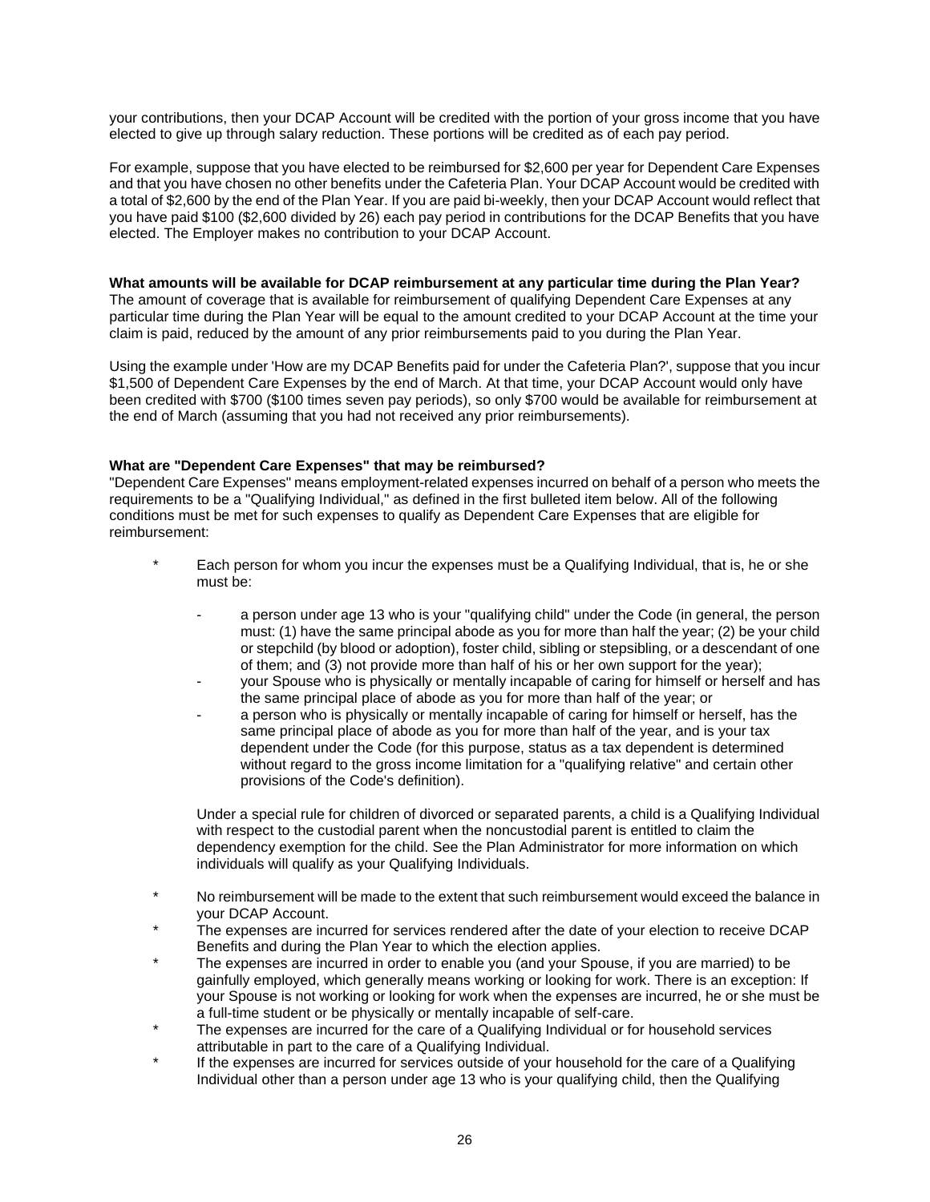your contributions, then your DCAP Account will be credited with the portion of your gross income that you have elected to give up through salary reduction. These portions will be credited as of each pay period.

For example, suppose that you have elected to be reimbursed for $2,600 per year for Dependent Care Expenses and that you have chosen no other benefits under the Cafeteria Plan. Your DCAP Account would be credited with a total of $2,600 by the end of the Plan Year. If you are paid bi-weekly, then your DCAP Account would reflect that you have paid $100 ($2,600 divided by 26) each pay period in contributions for the DCAP Benefits that you have elected. The Employer makes no contribution to your DCAP Account.

**What amounts will be available for DCAP reimbursement at any particular time during the Plan Year?**
The amount of coverage that is available for reimbursement of qualifying Dependent Care Expenses at any particular time during the Plan Year will be equal to the amount credited to your DCAP Account at the time your claim is paid, reduced by the amount of any prior reimbursements paid to you during the Plan Year.

Using the example under 'How are my DCAP Benefits paid for under the Cafeteria Plan?', suppose that you incur $1,500 of Dependent Care Expenses by the end of March. At that time, your DCAP Account would only have been credited with $700 ($100 times seven pay periods), so only $700 would be available for reimbursement at the end of March (assuming that you had not received any prior reimbursements).

**What are "Dependent Care Expenses" that may be reimbursed?**
"Dependent Care Expenses" means employment-related expenses incurred on behalf of a person who meets the requirements to be a "Qualifying Individual," as defined in the first bulleted item below. All of the following conditions must be met for such expenses to qualify as Dependent Care Expenses that are eligible for reimbursement:

* Each person for whom you incur the expenses must be a Qualifying Individual, that is, he or she must be:

  - a person under age 13 who is your "qualifying child" under the Code (in general, the person must: (1) have the same principal abode as you for more than half the year; (2) be your child or stepchild (by blood or adoption), foster child, sibling or stepsibling, or a descendant of one of them; and (3) not provide more than half of his or her own support for the year);
  - your Spouse who is physically or mentally incapable of caring for himself or herself and has the same principal place of abode as you for more than half of the year; or
  - a person who is physically or mentally incapable of caring for himself or herself, has the same principal place of abode as you for more than half of the year, and is your tax dependent under the Code (for this purpose, status as a tax dependent is determined without regard to the gross income limitation for a "qualifying relative" and certain other provisions of the Code's definition).

  Under a special rule for children of divorced or separated parents, a child is a Qualifying Individual with respect to the custodial parent when the noncustodial parent is entitled to claim the dependency exemption for the child. See the Plan Administrator for more information on which individuals will qualify as your Qualifying Individuals.

* No reimbursement will be made to the extent that such reimbursement would exceed the balance in your DCAP Account.
* The expenses are incurred for services rendered after the date of your election to receive DCAP Benefits and during the Plan Year to which the election applies.
* The expenses are incurred in order to enable you (and your Spouse, if you are married) to be gainfully employed, which generally means working or looking for work. There is an exception: If your Spouse is not working or looking for work when the expenses are incurred, he or she must be a full-time student or be physically or mentally incapable of self-care.
* The expenses are incurred for the care of a Qualifying Individual or for household services attributable in part to the care of a Qualifying Individual.
* If the expenses are incurred for services outside of your household for the care of a Qualifying Individual other than a person under age 13 who is your qualifying child, then the Qualifying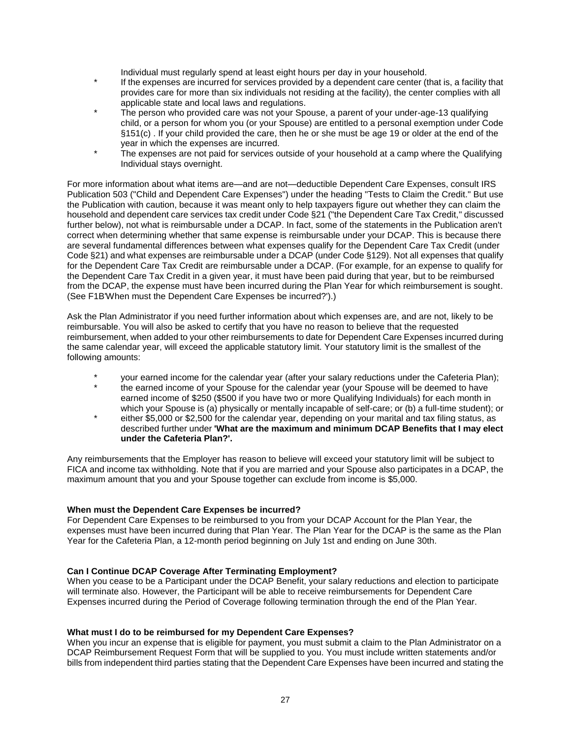Individual must regularly spend at least eight hours per day in your household.

* If the expenses are incurred for services provided by a dependent care center (that is, a facility that provides care for more than six individuals not residing at the facility), the center complies with all applicable state and local laws and regulations.
* The person who provided care was not your Spouse, a parent of your under-age-13 qualifying child, or a person for whom you (or your Spouse) are entitled to a personal exemption under Code §151(c) . If your child provided the care, then he or she must be age 19 or older at the end of the year in which the expenses are incurred.
* The expenses are not paid for services outside of your household at a camp where the Qualifying Individual stays overnight.

For more information about what items are—and are not—deductible Dependent Care Expenses, consult IRS Publication 503 ("Child and Dependent Care Expenses") under the heading "Tests to Claim the Credit." But use the Publication with caution, because it was meant only to help taxpayers figure out whether they can claim the household and dependent care services tax credit under Code §21 ("the Dependent Care Tax Credit," discussed further below), not what is reimbursable under a DCAP. In fact, some of the statements in the Publication aren't correct when determining whether that same expense is reimbursable under your DCAP. This is because there are several fundamental differences between what expenses qualify for the Dependent Care Tax Credit (under Code §21) and what expenses are reimbursable under a DCAP (under Code §129). Not all expenses that qualify for the Dependent Care Tax Credit are reimbursable under a DCAP. (For example, for an expense to qualify for the Dependent Care Tax Credit in a given year, it must have been paid during that year, but to be reimbursed from the DCAP, the expense must have been incurred during the Plan Year for which reimbursement is sought. (See F1B'When must the Dependent Care Expenses be incurred?').)

Ask the Plan Administrator if you need further information about which expenses are, and are not, likely to be reimbursable. You will also be asked to certify that you have no reason to believe that the requested reimbursement, when added to your other reimbursements to date for Dependent Care Expenses incurred during the same calendar year, will exceed the applicable statutory limit. Your statutory limit is the smallest of the following amounts:

* your earned income for the calendar year (after your salary reductions under the Cafeteria Plan);
* the earned income of your Spouse for the calendar year (your Spouse will be deemed to have earned income of $250 ($500 if you have two or more Qualifying Individuals) for each month in which your Spouse is (a) physically or mentally incapable of self-care; or (b) a full-time student); or
* either $5,000 or $2,500 for the calendar year, depending on your marital and tax filing status, as described further under **'What are the maximum and minimum DCAP Benefits that I may elect under the Cafeteria Plan?'.**

Any reimbursements that the Employer has reason to believe will exceed your statutory limit will be subject to FICA and income tax withholding. Note that if you are married and your Spouse also participates in a DCAP, the maximum amount that you and your Spouse together can exclude from income is $5,000.

**When must the Dependent Care Expenses be incurred?**
For Dependent Care Expenses to be reimbursed to you from your DCAP Account for the Plan Year, the expenses must have been incurred during that Plan Year. The Plan Year for the DCAP is the same as the Plan Year for the Cafeteria Plan, a 12-month period beginning on July 1st and ending on June 30th.

**Can I Continue DCAP Coverage After Terminating Employment?**
When you cease to be a Participant under the DCAP Benefit, your salary reductions and election to participate will terminate also. However, the Participant will be able to receive reimbursements for Dependent Care Expenses incurred during the Period of Coverage following termination through the end of the Plan Year.

**What must I do to be reimbursed for my Dependent Care Expenses?**
When you incur an expense that is eligible for payment, you must submit a claim to the Plan Administrator on a DCAP Reimbursement Request Form that will be supplied to you. You must include written statements and/or bills from independent third parties stating that the Dependent Care Expenses have been incurred and stating the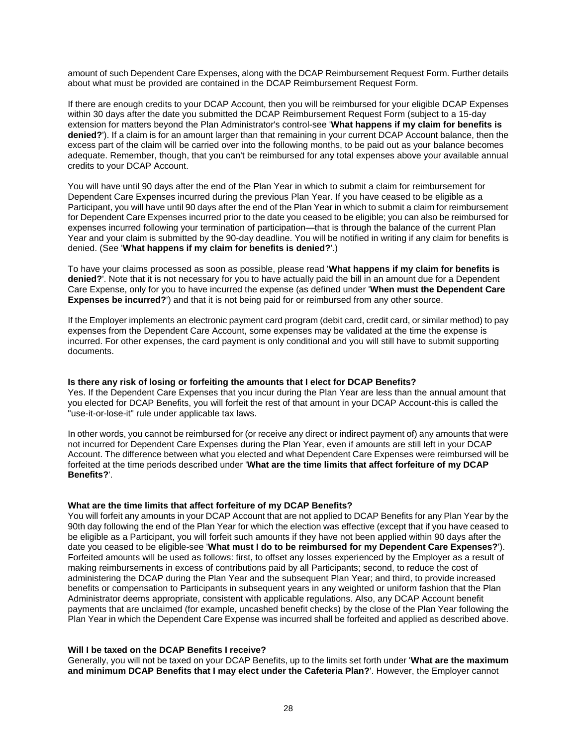amount of such Dependent Care Expenses, along with the DCAP Reimbursement Request Form. Further details about what must be provided are contained in the DCAP Reimbursement Request Form.

If there are enough credits to your DCAP Account, then you will be reimbursed for your eligible DCAP Expenses within 30 days after the date you submitted the DCAP Reimbursement Request Form (subject to a 15-day extension for matters beyond the Plan Administrator's control-see '**What happens if my claim for benefits is denied?**'). If a claim is for an amount larger than that remaining in your current DCAP Account balance, then the excess part of the claim will be carried over into the following months, to be paid out as your balance becomes adequate. Remember, though, that you can't be reimbursed for any total expenses above your available annual credits to your DCAP Account.

You will have until 90 days after the end of the Plan Year in which to submit a claim for reimbursement for Dependent Care Expenses incurred during the previous Plan Year. If you have ceased to be eligible as a Participant, you will have until 90 days after the end of the Plan Year in which to submit a claim for reimbursement for Dependent Care Expenses incurred prior to the date you ceased to be eligible; you can also be reimbursed for expenses incurred following your termination of participation—that is through the balance of the current Plan Year and your claim is submitted by the 90-day deadline. You will be notified in writing if any claim for benefits is denied. (See '**What happens if my claim for benefits is denied?**'.)

To have your claims processed as soon as possible, please read '**What happens if my claim for benefits is denied?**'. Note that it is not necessary for you to have actually paid the bill in an amount due for a Dependent Care Expense, only for you to have incurred the expense (as defined under '**When must the Dependent Care Expenses be incurred?**') and that it is not being paid for or reimbursed from any other source.

If the Employer implements an electronic payment card program (debit card, credit card, or similar method) to pay expenses from the Dependent Care Account, some expenses may be validated at the time the expense is incurred. For other expenses, the card payment is only conditional and you will still have to submit supporting documents.

**Is there any risk of losing or forfeiting the amounts that I elect for DCAP Benefits?**
Yes. If the Dependent Care Expenses that you incur during the Plan Year are less than the annual amount that you elected for DCAP Benefits, you will forfeit the rest of that amount in your DCAP Account-this is called the "use-it-or-lose-it" rule under applicable tax laws.

In other words, you cannot be reimbursed for (or receive any direct or indirect payment of) any amounts that were not incurred for Dependent Care Expenses during the Plan Year, even if amounts are still left in your DCAP Account. The difference between what you elected and what Dependent Care Expenses were reimbursed will be forfeited at the time periods described under '**What are the time limits that affect forfeiture of my DCAP Benefits?**'.

**What are the time limits that affect forfeiture of my DCAP Benefits?**
You will forfeit any amounts in your DCAP Account that are not applied to DCAP Benefits for any Plan Year by the 90th day following the end of the Plan Year for which the election was effective (except that if you have ceased to be eligible as a Participant, you will forfeit such amounts if they have not been applied within 90 days after the date you ceased to be eligible-see '**What must I do to be reimbursed for my Dependent Care Expenses?**'). Forfeited amounts will be used as follows: first, to offset any losses experienced by the Employer as a result of making reimbursements in excess of contributions paid by all Participants; second, to reduce the cost of administering the DCAP during the Plan Year and the subsequent Plan Year; and third, to provide increased benefits or compensation to Participants in subsequent years in any weighted or uniform fashion that the Plan Administrator deems appropriate, consistent with applicable regulations. Also, any DCAP Account benefit payments that are unclaimed (for example, uncashed benefit checks) by the close of the Plan Year following the Plan Year in which the Dependent Care Expense was incurred shall be forfeited and applied as described above.

**Will I be taxed on the DCAP Benefits I receive?**
Generally, you will not be taxed on your DCAP Benefits, up to the limits set forth under '**What are the maximum and minimum DCAP Benefits that I may elect under the Cafeteria Plan?**'. However, the Employer cannot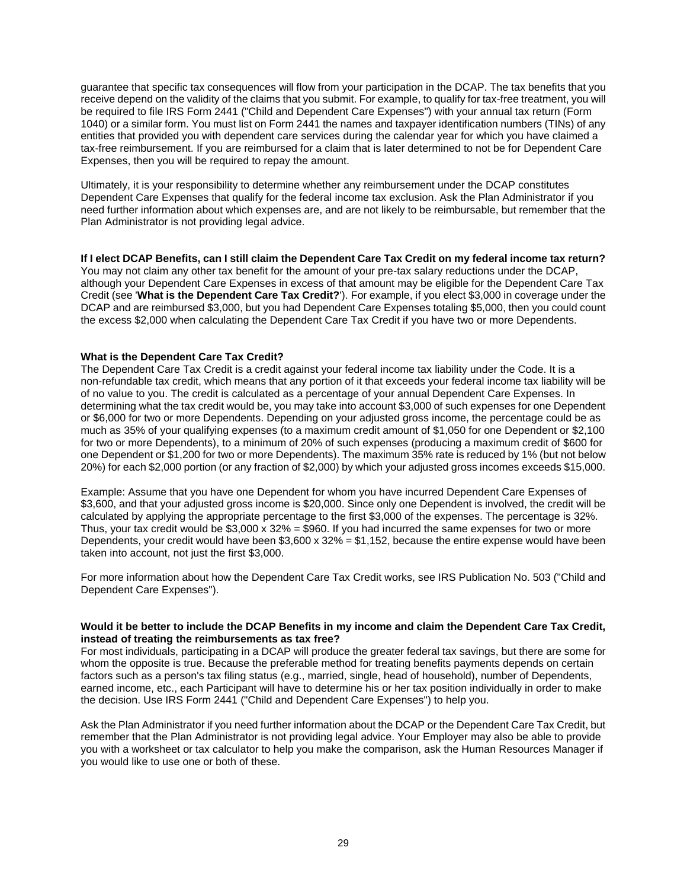guarantee that specific tax consequences will flow from your participation in the DCAP. The tax benefits that you receive depend on the validity of the claims that you submit. For example, to qualify for tax-free treatment, you will be required to file IRS Form 2441 ("Child and Dependent Care Expenses") with your annual tax return (Form 1040) or a similar form. You must list on Form 2441 the names and taxpayer identification numbers (TINs) of any entities that provided you with dependent care services during the calendar year for which you have claimed a tax-free reimbursement. If you are reimbursed for a claim that is later determined to not be for Dependent Care Expenses, then you will be required to repay the amount.

Ultimately, it is your responsibility to determine whether any reimbursement under the DCAP constitutes Dependent Care Expenses that qualify for the federal income tax exclusion. Ask the Plan Administrator if you need further information about which expenses are, and are not likely to be reimbursable, but remember that the Plan Administrator is not providing legal advice.

**If I elect DCAP Benefits, can I still claim the Dependent Care Tax Credit on my federal income tax return?**
You may not claim any other tax benefit for the amount of your pre-tax salary reductions under the DCAP, although your Dependent Care Expenses in excess of that amount may be eligible for the Dependent Care Tax Credit (see '**What is the Dependent Care Tax Credit?**'). For example, if you elect $3,000 in coverage under the DCAP and are reimbursed $3,000, but you had Dependent Care Expenses totaling $5,000, then you could count the excess $2,000 when calculating the Dependent Care Tax Credit if you have two or more Dependents.

**What is the Dependent Care Tax Credit?**
The Dependent Care Tax Credit is a credit against your federal income tax liability under the Code. It is a non-refundable tax credit, which means that any portion of it that exceeds your federal income tax liability will be of no value to you. The credit is calculated as a percentage of your annual Dependent Care Expenses. In determining what the tax credit would be, you may take into account $3,000 of such expenses for one Dependent or $6,000 for two or more Dependents. Depending on your adjusted gross income, the percentage could be as much as 35% of your qualifying expenses (to a maximum credit amount of $1,050 for one Dependent or $2,100 for two or more Dependents), to a minimum of 20% of such expenses (producing a maximum credit of $600 for one Dependent or $1,200 for two or more Dependents). The maximum 35% rate is reduced by 1% (but not below 20%) for each $2,000 portion (or any fraction of $2,000) by which your adjusted gross incomes exceeds $15,000.

Example: Assume that you have one Dependent for whom you have incurred Dependent Care Expenses of $3,600, and that your adjusted gross income is $20,000. Since only one Dependent is involved, the credit will be calculated by applying the appropriate percentage to the first $3,000 of the expenses. The percentage is 32%. Thus, your tax credit would be $3,000 x 32% = $960. If you had incurred the same expenses for two or more Dependents, your credit would have been $3,600 x 32% = $1,152, because the entire expense would have been taken into account, not just the first $3,000.

For more information about how the Dependent Care Tax Credit works, see IRS Publication No. 503 ("Child and Dependent Care Expenses").

**Would it be better to include the DCAP Benefits in my income and claim the Dependent Care Tax Credit, instead of treating the reimbursements as tax free?**
For most individuals, participating in a DCAP will produce the greater federal tax savings, but there are some for whom the opposite is true. Because the preferable method for treating benefits payments depends on certain factors such as a person's tax filing status (e.g., married, single, head of household), number of Dependents, earned income, etc., each Participant will have to determine his or her tax position individually in order to make the decision. Use IRS Form 2441 ("Child and Dependent Care Expenses") to help you.

Ask the Plan Administrator if you need further information about the DCAP or the Dependent Care Tax Credit, but remember that the Plan Administrator is not providing legal advice. Your Employer may also be able to provide you with a worksheet or tax calculator to help you make the comparison, ask the Human Resources Manager if you would like to use one or both of these.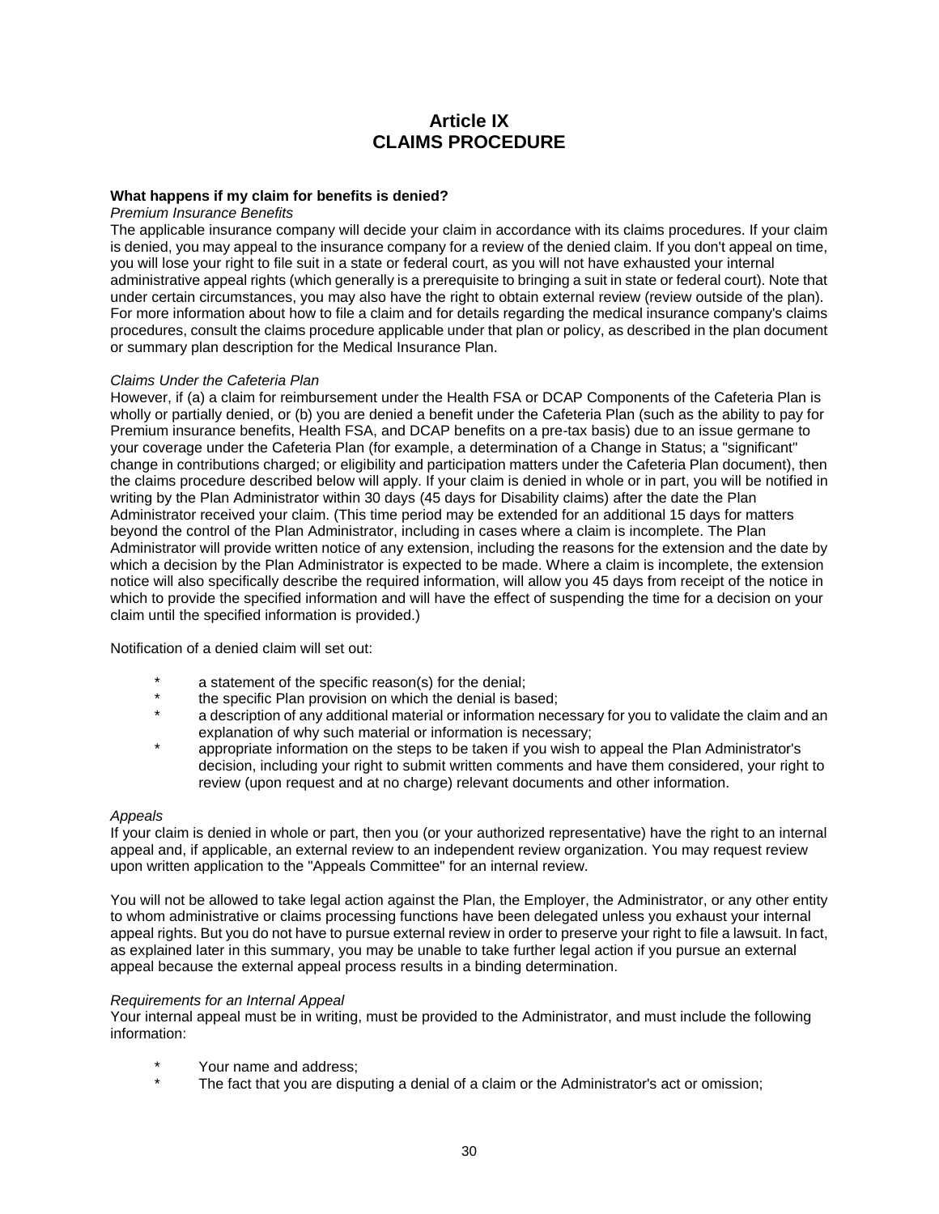# Article IX
# CLAIMS PROCEDURE

**What happens if my claim for benefits is denied?**

*Premium Insurance Benefits*

The applicable insurance company will decide your claim in accordance with its claims procedures. If your claim is denied, you may appeal to the insurance company for a review of the denied claim. If you don't appeal on time, you will lose your right to file suit in a state or federal court, as you will not have exhausted your internal administrative appeal rights (which generally is a prerequisite to bringing a suit in state or federal court). Note that under certain circumstances, you may also have the right to obtain external review (review outside of the plan). For more information about how to file a claim and for details regarding the medical insurance company's claims procedures, consult the claims procedure applicable under that plan or policy, as described in the plan document or summary plan description for the Medical Insurance Plan.

*Claims Under the Cafeteria Plan*

However, if (a) a claim for reimbursement under the Health FSA or DCAP Components of the Cafeteria Plan is wholly or partially denied, or (b) you are denied a benefit under the Cafeteria Plan (such as the ability to pay for Premium insurance benefits, Health FSA, and DCAP benefits on a pre-tax basis) due to an issue germane to your coverage under the Cafeteria Plan (for example, a determination of a Change in Status; a "significant" change in contributions charged; or eligibility and participation matters under the Cafeteria Plan document), then the claims procedure described below will apply. If your claim is denied in whole or in part, you will be notified in writing by the Plan Administrator within 30 days (45 days for Disability claims) after the date the Plan Administrator received your claim. (This time period may be extended for an additional 15 days for matters beyond the control of the Plan Administrator, including in cases where a claim is incomplete. The Plan Administrator will provide written notice of any extension, including the reasons for the extension and the date by which a decision by the Plan Administrator is expected to be made. Where a claim is incomplete, the extension notice will also specifically describe the required information, will allow you 45 days from receipt of the notice in which to provide the specified information and will have the effect of suspending the time for a decision on your claim until the specified information is provided.)

Notification of a denied claim will set out:

* a statement of the specific reason(s) for the denial;
* the specific Plan provision on which the denial is based;
* a description of any additional material or information necessary for you to validate the claim and an explanation of why such material or information is necessary;
* appropriate information on the steps to be taken if you wish to appeal the Plan Administrator's decision, including your right to submit written comments and have them considered, your right to review (upon request and at no charge) relevant documents and other information.

*Appeals*

If your claim is denied in whole or part, then you (or your authorized representative) have the right to an internal appeal and, if applicable, an external review to an independent review organization. You may request review upon written application to the "Appeals Committee" for an internal review.

You will not be allowed to take legal action against the Plan, the Employer, the Administrator, or any other entity to whom administrative or claims processing functions have been delegated unless you exhaust your internal appeal rights. But you do not have to pursue external review in order to preserve your right to file a lawsuit. In fact, as explained later in this summary, you may be unable to take further legal action if you pursue an external appeal because the external appeal process results in a binding determination.

*Requirements for an Internal Appeal*

Your internal appeal must be in writing, must be provided to the Administrator, and must include the following information:

* Your name and address;
* The fact that you are disputing a denial of a claim or the Administrator's act or omission;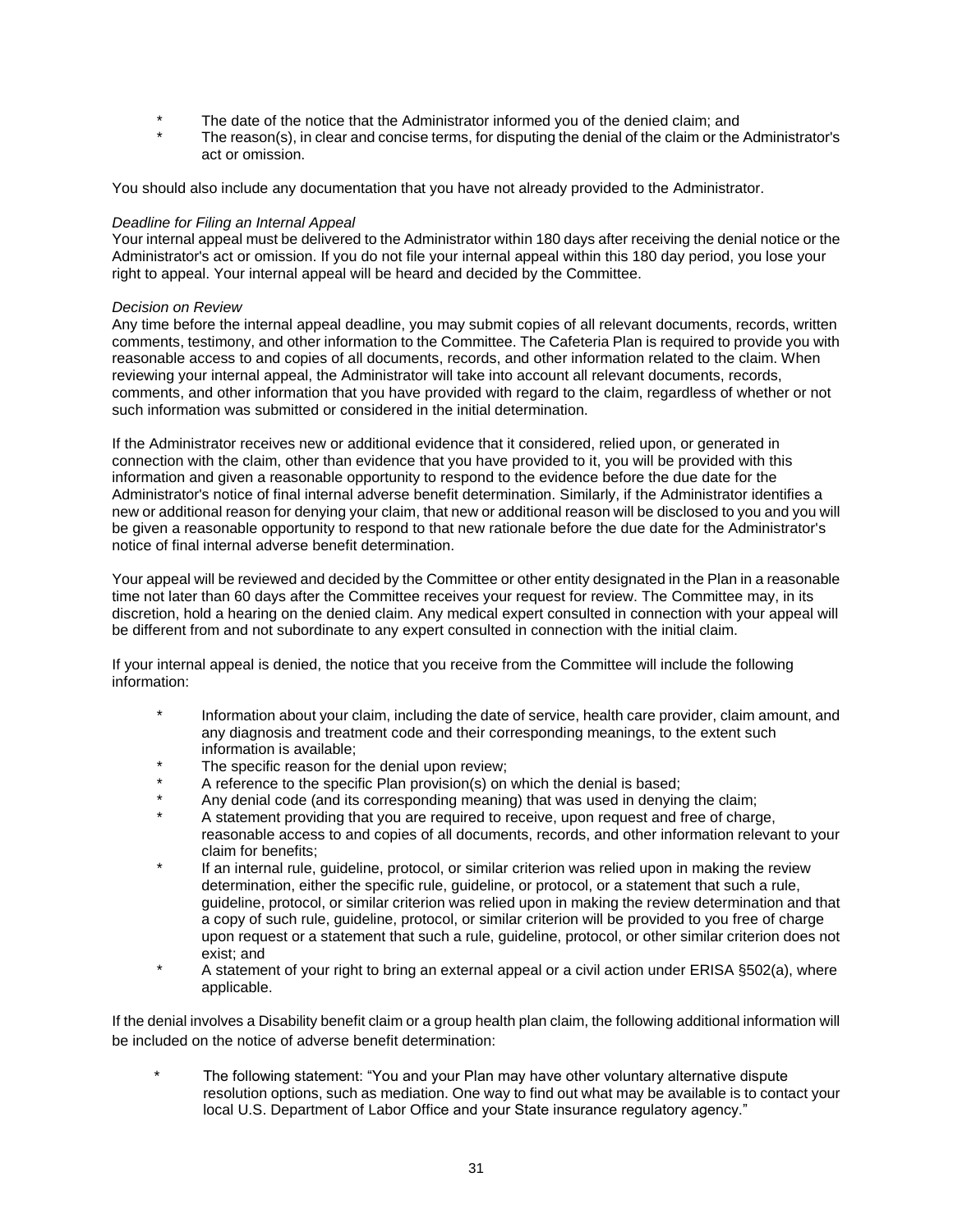* The date of the notice that the Administrator informed you of the denied claim; and
* The reason(s), in clear and concise terms, for disputing the denial of the claim or the Administrator's act or omission.

You should also include any documentation that you have not already provided to the Administrator.

*Deadline for Filing an Internal Appeal*

Your internal appeal must be delivered to the Administrator within 180 days after receiving the denial notice or the Administrator's act or omission. If you do not file your internal appeal within this 180 day period, you lose your right to appeal. Your internal appeal will be heard and decided by the Committee.

*Decision on Review*

Any time before the internal appeal deadline, you may submit copies of all relevant documents, records, written comments, testimony, and other information to the Committee. The Cafeteria Plan is required to provide you with reasonable access to and copies of all documents, records, and other information related to the claim. When reviewing your internal appeal, the Administrator will take into account all relevant documents, records, comments, and other information that you have provided with regard to the claim, regardless of whether or not such information was submitted or considered in the initial determination.

If the Administrator receives new or additional evidence that it considered, relied upon, or generated in connection with the claim, other than evidence that you have provided to it, you will be provided with this information and given a reasonable opportunity to respond to the evidence before the due date for the Administrator's notice of final internal adverse benefit determination. Similarly, if the Administrator identifies a new or additional reason for denying your claim, that new or additional reason will be disclosed to you and you will be given a reasonable opportunity to respond to that new rationale before the due date for the Administrator's notice of final internal adverse benefit determination.

Your appeal will be reviewed and decided by the Committee or other entity designated in the Plan in a reasonable time not later than 60 days after the Committee receives your request for review. The Committee may, in its discretion, hold a hearing on the denied claim. Any medical expert consulted in connection with your appeal will be different from and not subordinate to any expert consulted in connection with the initial claim.

If your internal appeal is denied, the notice that you receive from the Committee will include the following information:

* Information about your claim, including the date of service, health care provider, claim amount, and any diagnosis and treatment code and their corresponding meanings, to the extent such information is available;
* The specific reason for the denial upon review;
* A reference to the specific Plan provision(s) on which the denial is based;
* Any denial code (and its corresponding meaning) that was used in denying the claim;
* A statement providing that you are required to receive, upon request and free of charge, reasonable access to and copies of all documents, records, and other information relevant to your claim for benefits;
* If an internal rule, guideline, protocol, or similar criterion was relied upon in making the review determination, either the specific rule, guideline, or protocol, or a statement that such a rule, guideline, protocol, or similar criterion was relied upon in making the review determination and that a copy of such rule, guideline, protocol, or similar criterion will be provided to you free of charge upon request or a statement that such a rule, guideline, protocol, or other similar criterion does not exist; and
* A statement of your right to bring an external appeal or a civil action under ERISA §502(a), where applicable.

If the denial involves a Disability benefit claim or a group health plan claim, the following additional information will be included on the notice of adverse benefit determination:

* The following statement: "You and your Plan may have other voluntary alternative dispute resolution options, such as mediation. One way to find out what may be available is to contact your local U.S. Department of Labor Office and your State insurance regulatory agency."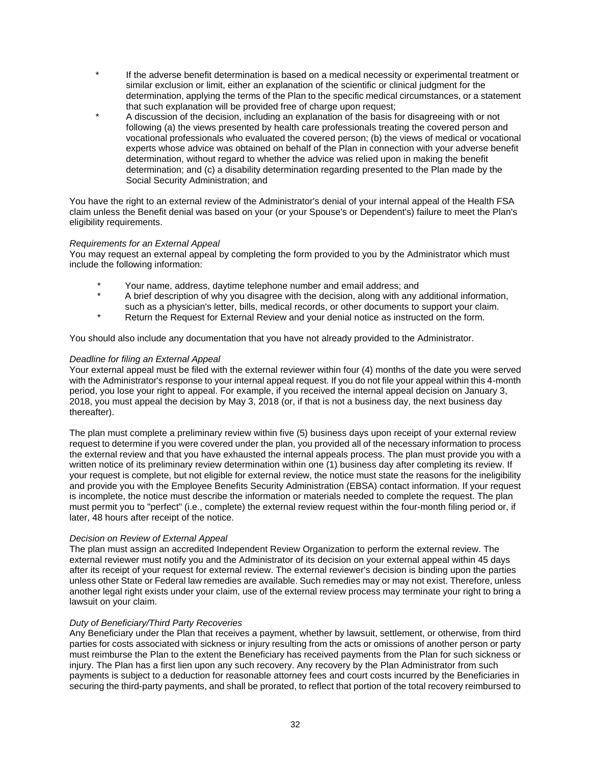- If the adverse benefit determination is based on a medical necessity or experimental treatment or similar exclusion or limit, either an explanation of the scientific or clinical judgment for the determination, applying the terms of the Plan to the specific medical circumstances, or a statement that such explanation will be provided free of charge upon request;
- A discussion of the decision, including an explanation of the basis for disagreeing with or not following (a) the views presented by health care professionals treating the covered person and vocational professionals who evaluated the covered person; (b) the views of medical or vocational experts whose advice was obtained on behalf of the Plan in connection with your adverse benefit determination, without regard to whether the advice was relied upon in making the benefit determination; and (c) a disability determination regarding presented to the Plan made by the Social Security Administration; and

You have the right to an external review of the Administrator's denial of your internal appeal of the Health FSA claim unless the Benefit denial was based on your (or your Spouse's or Dependent's) failure to meet the Plan's eligibility requirements.

*Requirements for an External Appeal*
You may request an external appeal by completing the form provided to you by the Administrator which must include the following information:

- Your name, address, daytime telephone number and email address; and
- A brief description of why you disagree with the decision, along with any additional information, such as a physician's letter, bills, medical records, or other documents to support your claim.
- Return the Request for External Review and your denial notice as instructed on the form.

You should also include any documentation that you have not already provided to the Administrator.

*Deadline for filing an External Appeal*
Your external appeal must be filed with the external reviewer within four (4) months of the date you were served with the Administrator's response to your internal appeal request. If you do not file your appeal within this 4-month period, you lose your right to appeal. For example, if you received the internal appeal decision on January 3, 2018, you must appeal the decision by May 3, 2018 (or, if that is not a business day, the next business day thereafter).

The plan must complete a preliminary review within five (5) business days upon receipt of your external review request to determine if you were covered under the plan, you provided all of the necessary information to process the external review and that you have exhausted the internal appeals process. The plan must provide you with a written notice of its preliminary review determination within one (1) business day after completing its review. If your request is complete, but not eligible for external review, the notice must state the reasons for the ineligibility and provide you with the Employee Benefits Security Administration (EBSA) contact information. If your request is incomplete, the notice must describe the information or materials needed to complete the request. The plan must permit you to "perfect" (i.e., complete) the external review request within the four-month filing period or, if later, 48 hours after receipt of the notice.

*Decision on Review of External Appeal*
The plan must assign an accredited Independent Review Organization to perform the external review. The external reviewer must notify you and the Administrator of its decision on your external appeal within 45 days after its receipt of your request for external review. The external reviewer's decision is binding upon the parties unless other State or Federal law remedies are available. Such remedies may or may not exist. Therefore, unless another legal right exists under your claim, use of the external review process may terminate your right to bring a lawsuit on your claim.

*Duty of Beneficiary/Third Party Recoveries*
Any Beneficiary under the Plan that receives a payment, whether by lawsuit, settlement, or otherwise, from third parties for costs associated with sickness or injury resulting from the acts or omissions of another person or party must reimburse the Plan to the extent the Beneficiary has received payments from the Plan for such sickness or injury. The Plan has a first lien upon any such recovery. Any recovery by the Plan Administrator from such payments is subject to a deduction for reasonable attorney fees and court costs incurred by the Beneficiaries in securing the third-party payments, and shall be prorated, to reflect that portion of the total recovery reimbursed to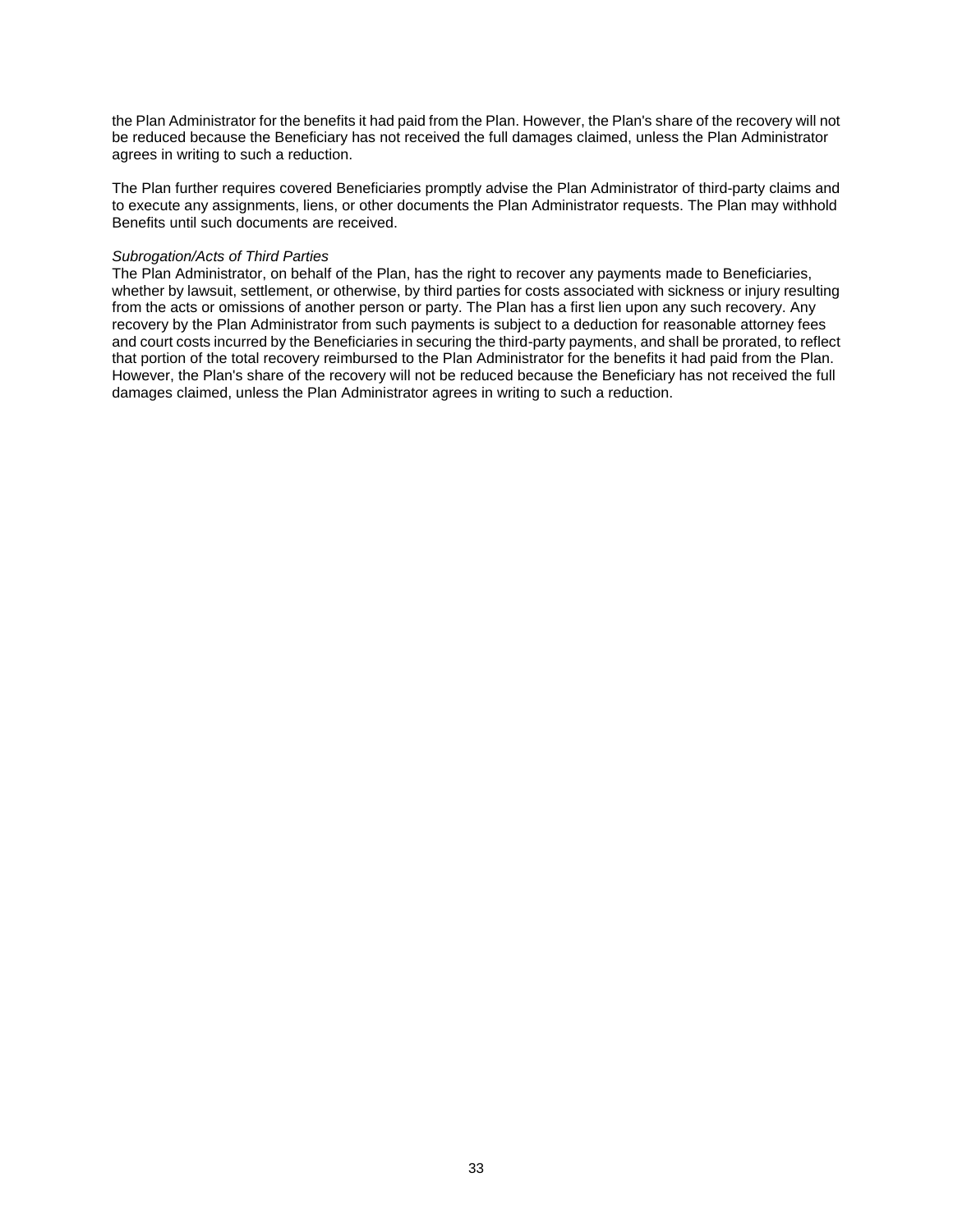the Plan Administrator for the benefits it had paid from the Plan. However, the Plan's share of the recovery will not be reduced because the Beneficiary has not received the full damages claimed, unless the Plan Administrator agrees in writing to such a reduction.

The Plan further requires covered Beneficiaries promptly advise the Plan Administrator of third-party claims and to execute any assignments, liens, or other documents the Plan Administrator requests. The Plan may withhold Benefits until such documents are received.

*Subrogation/Acts of Third Parties*
The Plan Administrator, on behalf of the Plan, has the right to recover any payments made to Beneficiaries, whether by lawsuit, settlement, or otherwise, by third parties for costs associated with sickness or injury resulting from the acts or omissions of another person or party. The Plan has a first lien upon any such recovery. Any recovery by the Plan Administrator from such payments is subject to a deduction for reasonable attorney fees and court costs incurred by the Beneficiaries in securing the third-party payments, and shall be prorated, to reflect that portion of the total recovery reimbursed to the Plan Administrator for the benefits it had paid from the Plan. However, the Plan's share of the recovery will not be reduced because the Beneficiary has not received the full damages claimed, unless the Plan Administrator agrees in writing to such a reduction.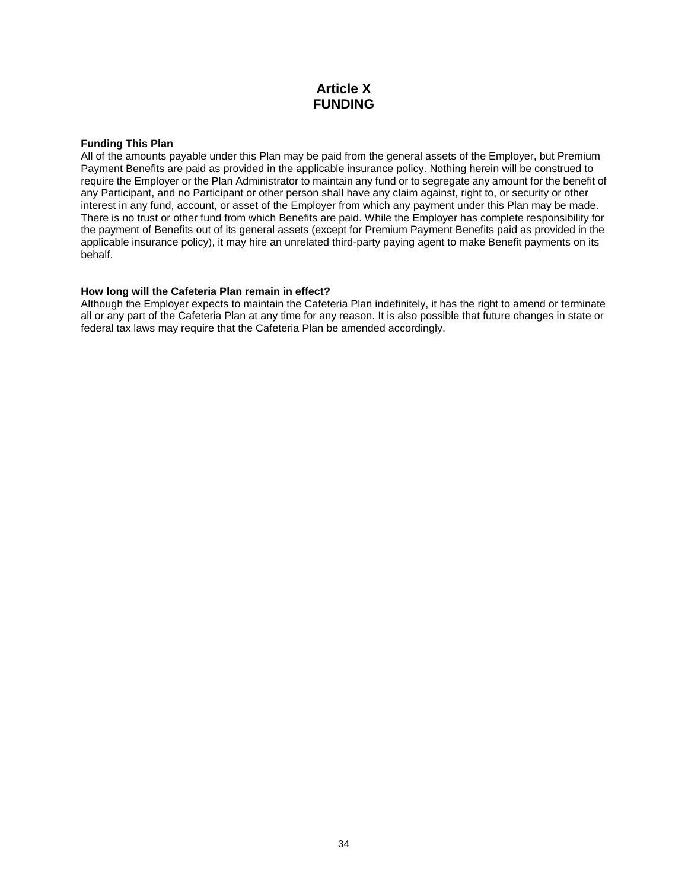# Article X
# FUNDING

**Funding This Plan**

All of the amounts payable under this Plan may be paid from the general assets of the Employer, but Premium Payment Benefits are paid as provided in the applicable insurance policy. Nothing herein will be construed to require the Employer or the Plan Administrator to maintain any fund or to segregate any amount for the benefit of any Participant, and no Participant or other person shall have any claim against, right to, or security or other interest in any fund, account, or asset of the Employer from which any payment under this Plan may be made. There is no trust or other fund from which Benefits are paid. While the Employer has complete responsibility for the payment of Benefits out of its general assets (except for Premium Payment Benefits paid as provided in the applicable insurance policy), it may hire an unrelated third-party paying agent to make Benefit payments on its behalf.

**How long will the Cafeteria Plan remain in effect?**

Although the Employer expects to maintain the Cafeteria Plan indefinitely, it has the right to amend or terminate all or any part of the Cafeteria Plan at any time for any reason. It is also possible that future changes in state or federal tax laws may require that the Cafeteria Plan be amended accordingly.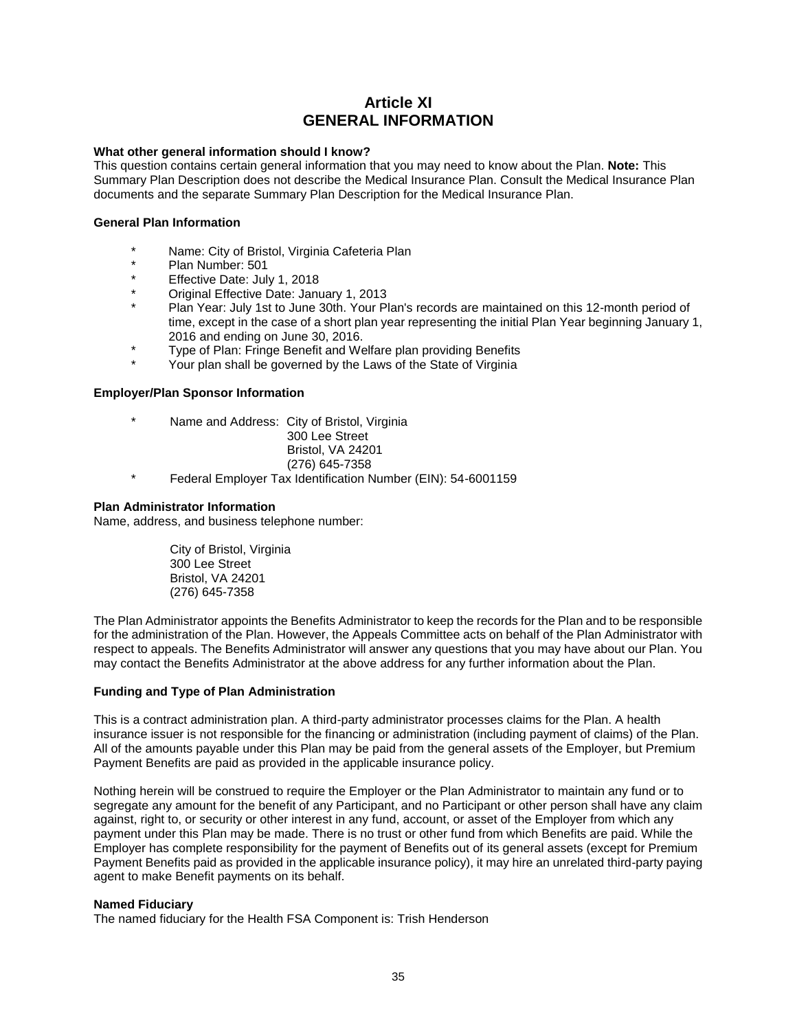# Article XI
# GENERAL INFORMATION

**What other general information should I know?**

This question contains certain general information that you may need to know about the Plan. **Note:** This Summary Plan Description does not describe the Medical Insurance Plan. Consult the Medical Insurance Plan documents and the separate Summary Plan Description for the Medical Insurance Plan.

**General Plan Information**

- Name: City of Bristol, Virginia Cafeteria Plan
- Plan Number: 501
- Effective Date: July 1, 2018
- Original Effective Date: January 1, 2013
- Plan Year: July 1st to June 30th. Your Plan's records are maintained on this 12-month period of time, except in the case of a short plan year representing the initial Plan Year beginning January 1, 2016 and ending on June 30, 2016.
- Type of Plan: Fringe Benefit and Welfare plan providing Benefits
- Your plan shall be governed by the Laws of the State of Virginia

**Employer/Plan Sponsor Information**

- Name and Address: City of Bristol, Virginia
  300 Lee Street
  Bristol, VA 24201
  (276) 645-7358
- Federal Employer Tax Identification Number (EIN): 54-6001159

**Plan Administrator Information**

Name, address, and business telephone number:

City of Bristol, Virginia
300 Lee Street
Bristol, VA 24201
(276) 645-7358

The Plan Administrator appoints the Benefits Administrator to keep the records for the Plan and to be responsible for the administration of the Plan. However, the Appeals Committee acts on behalf of the Plan Administrator with respect to appeals. The Benefits Administrator will answer any questions that you may have about our Plan. You may contact the Benefits Administrator at the above address for any further information about the Plan.

**Funding and Type of Plan Administration**

This is a contract administration plan. A third-party administrator processes claims for the Plan. A health insurance issuer is not responsible for the financing or administration (including payment of claims) of the Plan. All of the amounts payable under this Plan may be paid from the general assets of the Employer, but Premium Payment Benefits are paid as provided in the applicable insurance policy.

Nothing herein will be construed to require the Employer or the Plan Administrator to maintain any fund or to segregate any amount for the benefit of any Participant, and no Participant or other person shall have any claim against, right to, or security or other interest in any fund, account, or asset of the Employer from which any payment under this Plan may be made. There is no trust or other fund from which Benefits are paid. While the Employer has complete responsibility for the payment of Benefits out of its general assets (except for Premium Payment Benefits paid as provided in the applicable insurance policy), it may hire an unrelated third-party paying agent to make Benefit payments on its behalf.

**Named Fiduciary**

The named fiduciary for the Health FSA Component is: Trish Henderson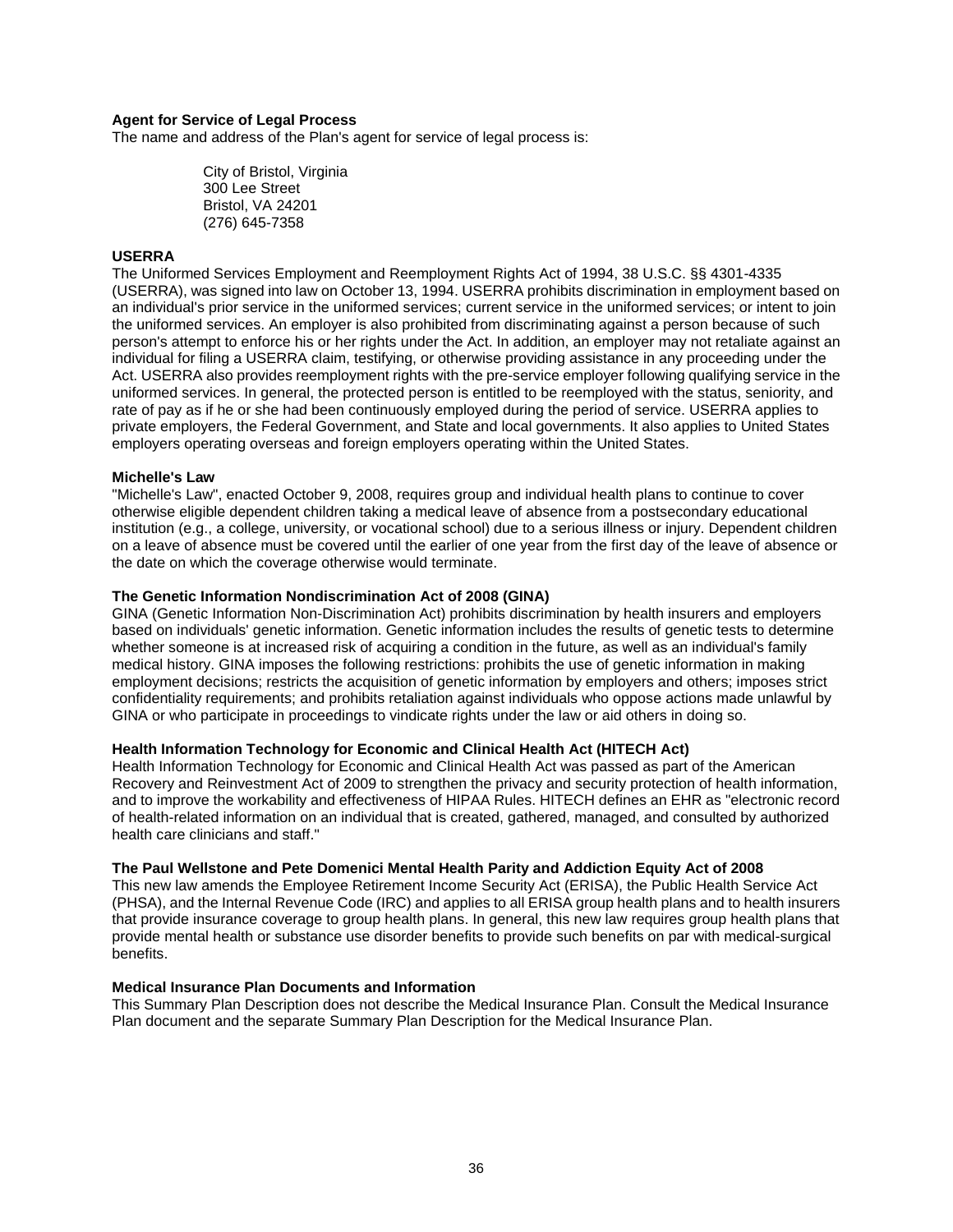### Agent for Service of Legal Process

The name and address of the Plan's agent for service of legal process is:

City of Bristol, Virginia
300 Lee Street
Bristol, VA 24201
(276) 645-7358

### USERRA

The Uniformed Services Employment and Reemployment Rights Act of 1994, 38 U.S.C. §§ 4301-4335 (USERRA), was signed into law on October 13, 1994. USERRA prohibits discrimination in employment based on an individual's prior service in the uniformed services; current service in the uniformed services; or intent to join the uniformed services. An employer is also prohibited from discriminating against a person because of such person's attempt to enforce his or her rights under the Act. In addition, an employer may not retaliate against an individual for filing a USERRA claim, testifying, or otherwise providing assistance in any proceeding under the Act. USERRA also provides reemployment rights with the pre-service employer following qualifying service in the uniformed services. In general, the protected person is entitled to be reemployed with the status, seniority, and rate of pay as if he or she had been continuously employed during the period of service. USERRA applies to private employers, the Federal Government, and State and local governments. It also applies to United States employers operating overseas and foreign employers operating within the United States.

### Michelle's Law

"Michelle's Law", enacted October 9, 2008, requires group and individual health plans to continue to cover otherwise eligible dependent children taking a medical leave of absence from a postsecondary educational institution (e.g., a college, university, or vocational school) due to a serious illness or injury. Dependent children on a leave of absence must be covered until the earlier of one year from the first day of the leave of absence or the date on which the coverage otherwise would terminate.

### The Genetic Information Nondiscrimination Act of 2008 (GINA)

GINA (Genetic Information Non-Discrimination Act) prohibits discrimination by health insurers and employers based on individuals' genetic information. Genetic information includes the results of genetic tests to determine whether someone is at increased risk of acquiring a condition in the future, as well as an individual's family medical history. GINA imposes the following restrictions: prohibits the use of genetic information in making employment decisions; restricts the acquisition of genetic information by employers and others; imposes strict confidentiality requirements; and prohibits retaliation against individuals who oppose actions made unlawful by GINA or who participate in proceedings to vindicate rights under the law or aid others in doing so.

### Health Information Technology for Economic and Clinical Health Act (HITECH Act)

Health Information Technology for Economic and Clinical Health Act was passed as part of the American Recovery and Reinvestment Act of 2009 to strengthen the privacy and security protection of health information, and to improve the workability and effectiveness of HIPAA Rules. HITECH defines an EHR as "electronic record of health-related information on an individual that is created, gathered, managed, and consulted by authorized health care clinicians and staff."

### The Paul Wellstone and Pete Domenici Mental Health Parity and Addiction Equity Act of 2008

This new law amends the Employee Retirement Income Security Act (ERISA), the Public Health Service Act (PHSA), and the Internal Revenue Code (IRC) and applies to all ERISA group health plans and to health insurers that provide insurance coverage to group health plans. In general, this new law requires group health plans that provide mental health or substance use disorder benefits to provide such benefits on par with medical-surgical benefits.

### Medical Insurance Plan Documents and Information

This Summary Plan Description does not describe the Medical Insurance Plan. Consult the Medical Insurance Plan document and the separate Summary Plan Description for the Medical Insurance Plan.